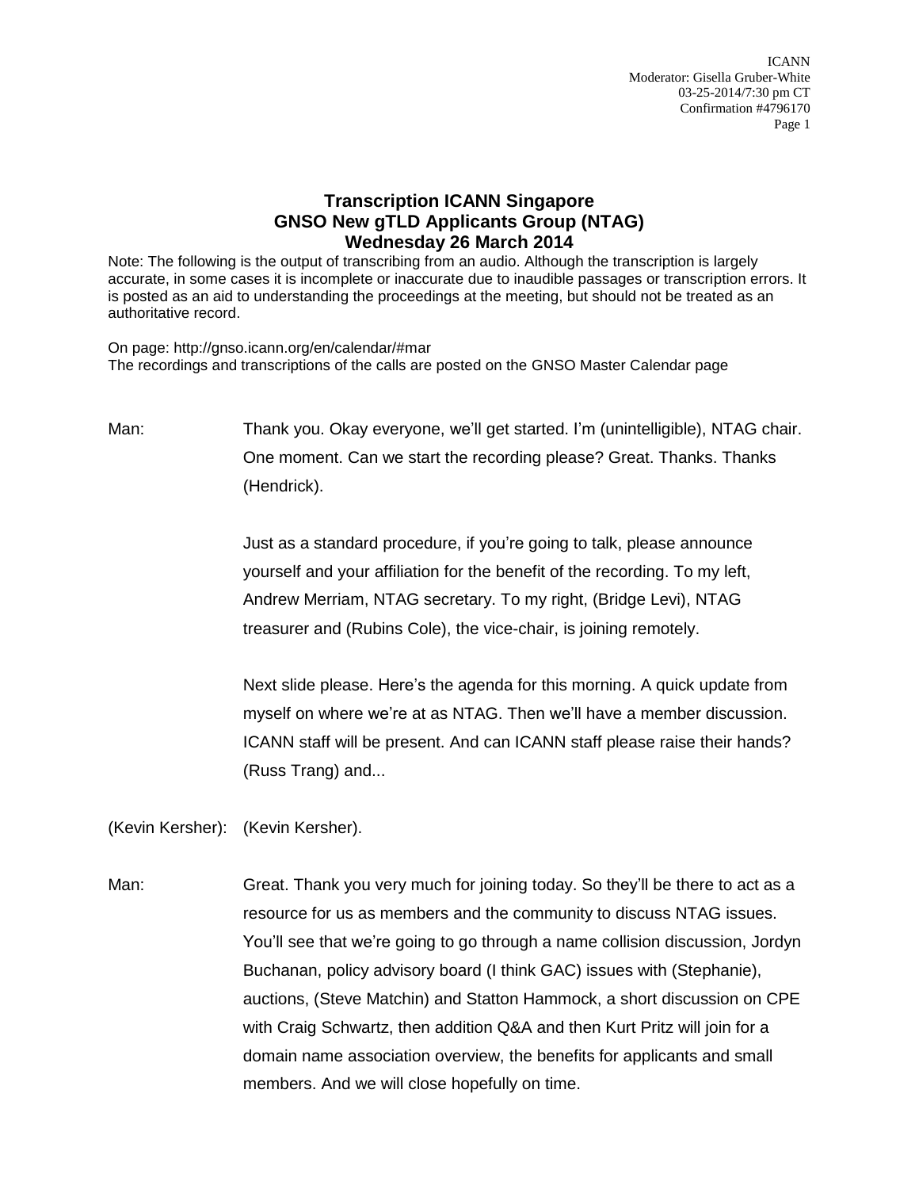# Transcription ICANN Singapore
# GNSO New gTLD Applicants Group (NTAG)
# Wednesday 26 March 2014

Note: The following is the output of transcribing from an audio. Although the transcription is largely accurate, in some cases it is incomplete or inaccurate due to inaudible passages or transcription errors. It is posted as an aid to understanding the proceedings at the meeting, but should not be treated as an authoritative record.

On page: http://gnso.icann.org/en/calendar/#mar
The recordings and transcriptions of the calls are posted on the GNSO Master Calendar page

Man: Thank you. Okay everyone, we'll get started. I'm (unintelligible), NTAG chair. One moment. Can we start the recording please? Great. Thanks. Thanks (Hendrick).

Just as a standard procedure, if you're going to talk, please announce yourself and your affiliation for the benefit of the recording. To my left, Andrew Merriam, NTAG secretary. To my right, (Bridge Levi), NTAG treasurer and (Rubins Cole), the vice-chair, is joining remotely.

Next slide please. Here's the agenda for this morning. A quick update from myself on where we're at as NTAG. Then we'll have a member discussion. ICANN staff will be present. And can ICANN staff please raise their hands? (Russ Trang) and...

(Kevin Kersher): (Kevin Kersher).

Man: Great. Thank you very much for joining today. So they'll be there to act as a resource for us as members and the community to discuss NTAG issues. You'll see that we're going to go through a name collision discussion, Jordyn Buchanan, policy advisory board (I think GAC) issues with (Stephanie), auctions, (Steve Matchin) and Statton Hammock, a short discussion on CPE with Craig Schwartz, then addition Q&A and then Kurt Pritz will join for a domain name association overview, the benefits for applicants and small members. And we will close hopefully on time.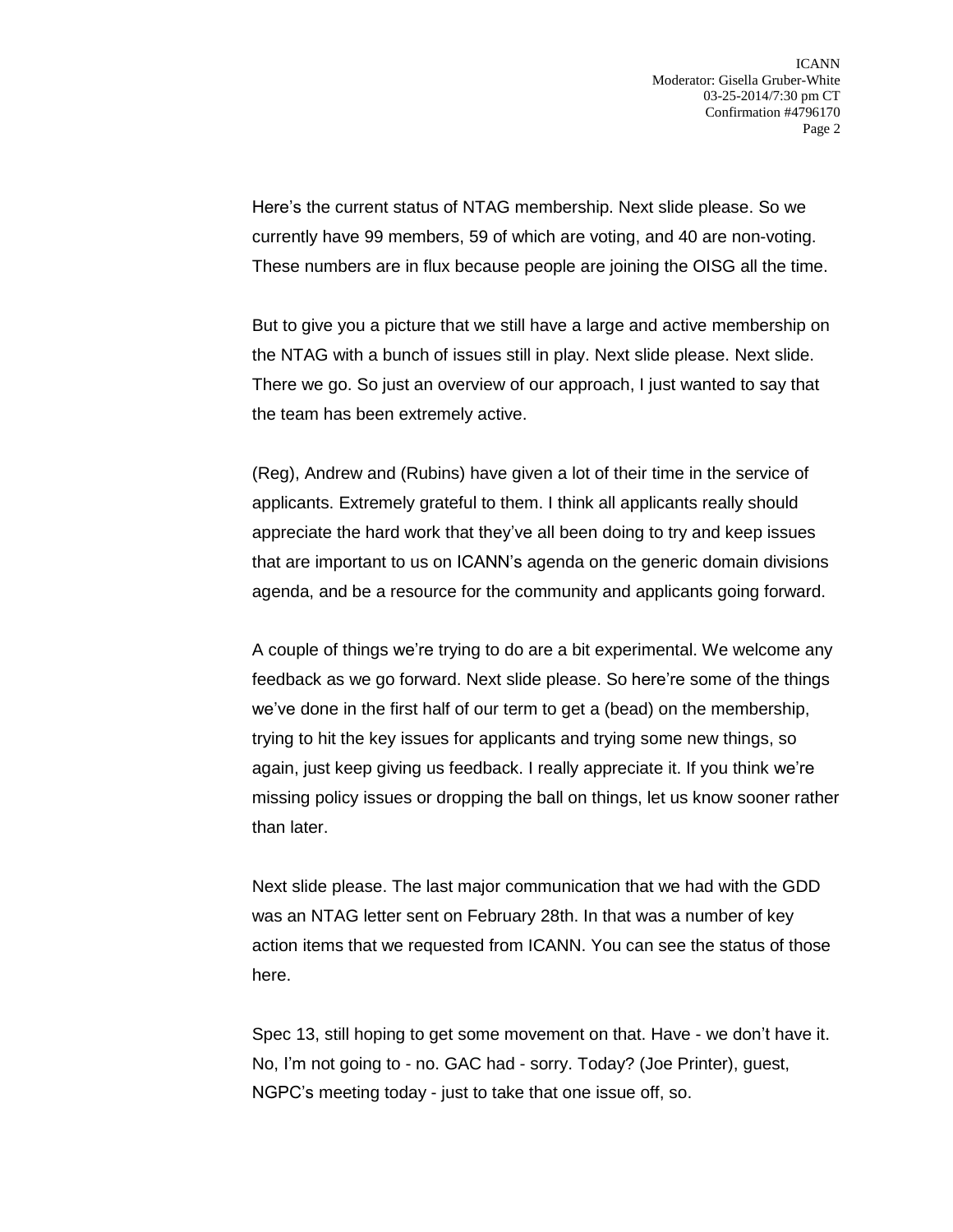Here's the current status of NTAG membership. Next slide please. So we currently have 99 members, 59 of which are voting, and 40 are non-voting. These numbers are in flux because people are joining the OISG all the time.

But to give you a picture that we still have a large and active membership on the NTAG with a bunch of issues still in play. Next slide please. Next slide. There we go. So just an overview of our approach, I just wanted to say that the team has been extremely active.

(Reg), Andrew and (Rubins) have given a lot of their time in the service of applicants. Extremely grateful to them. I think all applicants really should appreciate the hard work that they've all been doing to try and keep issues that are important to us on ICANN's agenda on the generic domain divisions agenda, and be a resource for the community and applicants going forward.

A couple of things we're trying to do are a bit experimental. We welcome any feedback as we go forward. Next slide please. So here're some of the things we've done in the first half of our term to get a (bead) on the membership, trying to hit the key issues for applicants and trying some new things, so again, just keep giving us feedback. I really appreciate it. If you think we're missing policy issues or dropping the ball on things, let us know sooner rather than later.

Next slide please. The last major communication that we had with the GDD was an NTAG letter sent on February 28th. In that was a number of key action items that we requested from ICANN. You can see the status of those here.

Spec 13, still hoping to get some movement on that. Have - we don't have it. No, I'm not going to - no. GAC had - sorry. Today? (Joe Printer), guest, NGPC's meeting today - just to take that one issue off, so.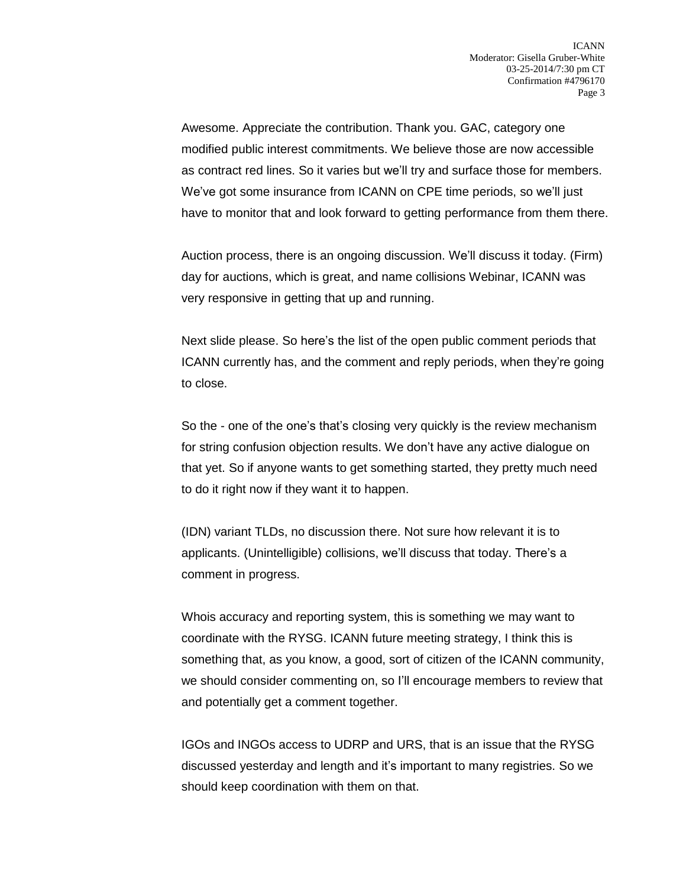Awesome. Appreciate the contribution. Thank you. GAC, category one modified public interest commitments. We believe those are now accessible as contract red lines. So it varies but we'll try and surface those for members. We've got some insurance from ICANN on CPE time periods, so we'll just have to monitor that and look forward to getting performance from them there.

Auction process, there is an ongoing discussion. We'll discuss it today. (Firm) day for auctions, which is great, and name collisions Webinar, ICANN was very responsive in getting that up and running.

Next slide please. So here's the list of the open public comment periods that ICANN currently has, and the comment and reply periods, when they're going to close.

So the - one of the one's that's closing very quickly is the review mechanism for string confusion objection results. We don't have any active dialogue on that yet. So if anyone wants to get something started, they pretty much need to do it right now if they want it to happen.

(IDN) variant TLDs, no discussion there. Not sure how relevant it is to applicants. (Unintelligible) collisions, we'll discuss that today. There's a comment in progress.

Whois accuracy and reporting system, this is something we may want to coordinate with the RYSG. ICANN future meeting strategy, I think this is something that, as you know, a good, sort of citizen of the ICANN community, we should consider commenting on, so I'll encourage members to review that and potentially get a comment together.

IGOs and INGOs access to UDRP and URS, that is an issue that the RYSG discussed yesterday and length and it's important to many registries. So we should keep coordination with them on that.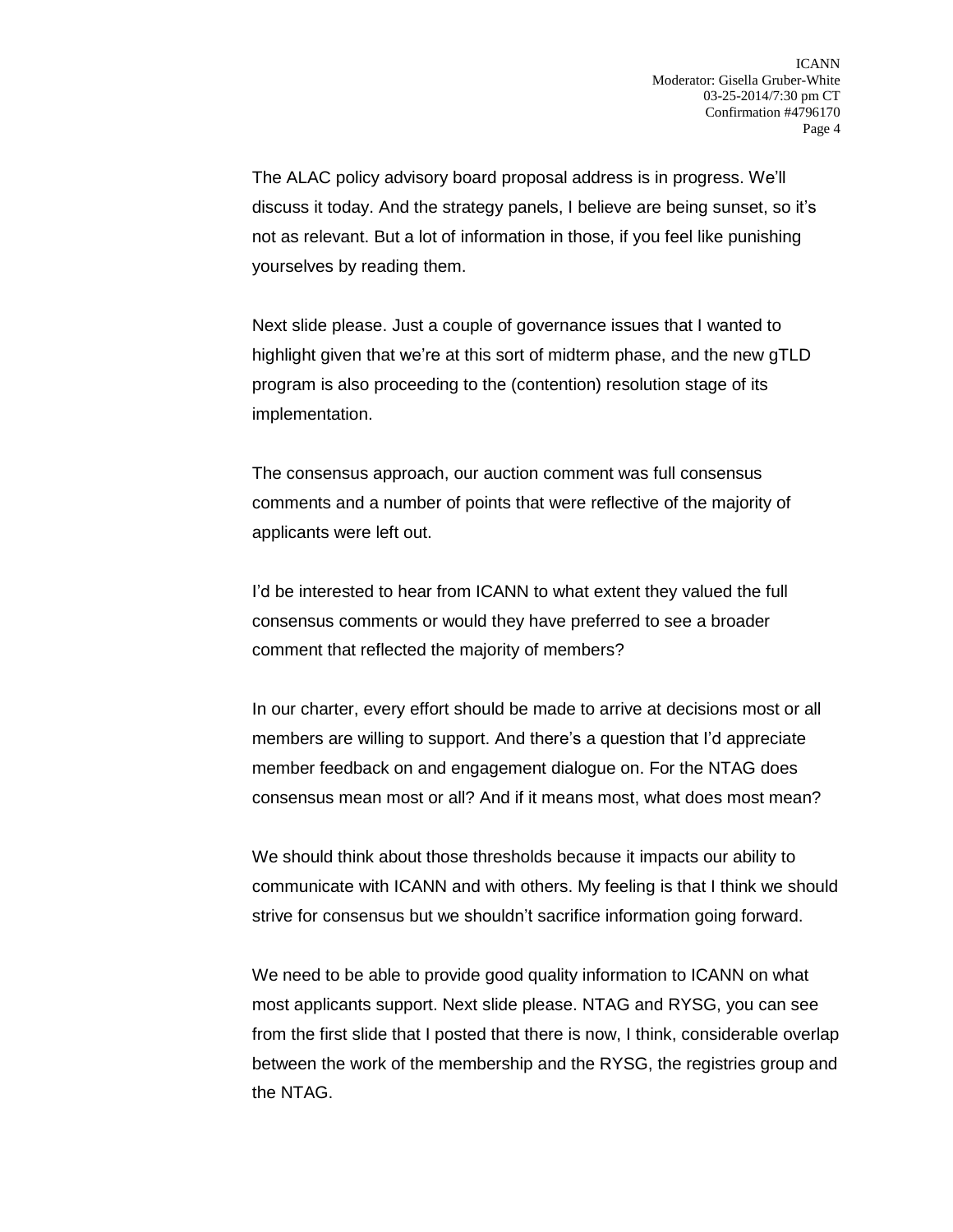The ALAC policy advisory board proposal address is in progress. We'll discuss it today. And the strategy panels, I believe are being sunset, so it's not as relevant. But a lot of information in those, if you feel like punishing yourselves by reading them.

Next slide please. Just a couple of governance issues that I wanted to highlight given that we're at this sort of midterm phase, and the new gTLD program is also proceeding to the (contention) resolution stage of its implementation.

The consensus approach, our auction comment was full consensus comments and a number of points that were reflective of the majority of applicants were left out.

I'd be interested to hear from ICANN to what extent they valued the full consensus comments or would they have preferred to see a broader comment that reflected the majority of members?

In our charter, every effort should be made to arrive at decisions most or all members are willing to support. And there's a question that I'd appreciate member feedback on and engagement dialogue on. For the NTAG does consensus mean most or all? And if it means most, what does most mean?

We should think about those thresholds because it impacts our ability to communicate with ICANN and with others. My feeling is that I think we should strive for consensus but we shouldn't sacrifice information going forward.

We need to be able to provide good quality information to ICANN on what most applicants support. Next slide please. NTAG and RYSG, you can see from the first slide that I posted that there is now, I think, considerable overlap between the work of the membership and the RYSG, the registries group and the NTAG.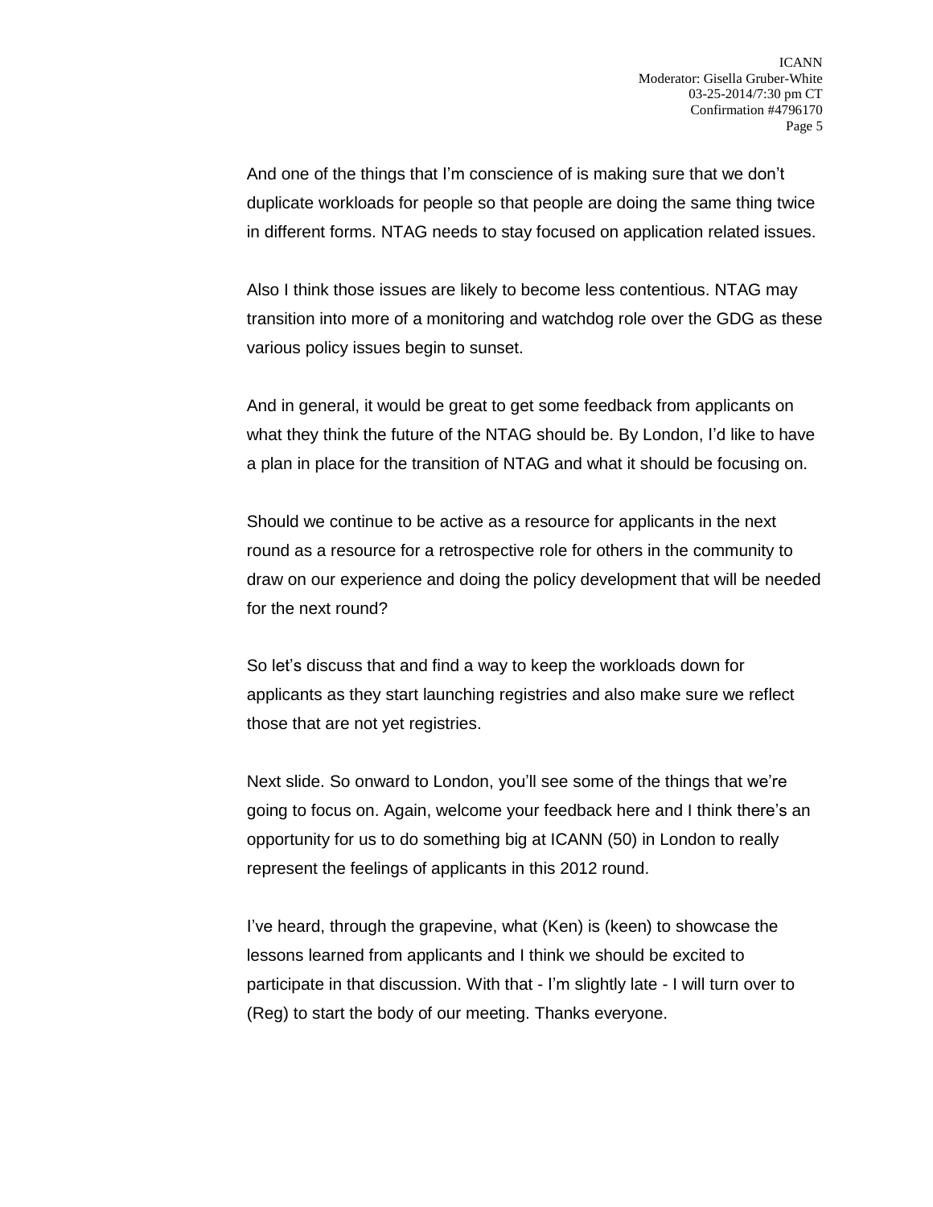And one of the things that I'm conscience of is making sure that we don't duplicate workloads for people so that people are doing the same thing twice in different forms. NTAG needs to stay focused on application related issues.

Also I think those issues are likely to become less contentious. NTAG may transition into more of a monitoring and watchdog role over the GDG as these various policy issues begin to sunset.

And in general, it would be great to get some feedback from applicants on what they think the future of the NTAG should be. By London, I'd like to have a plan in place for the transition of NTAG and what it should be focusing on.

Should we continue to be active as a resource for applicants in the next round as a resource for a retrospective role for others in the community to draw on our experience and doing the policy development that will be needed for the next round?

So let's discuss that and find a way to keep the workloads down for applicants as they start launching registries and also make sure we reflect those that are not yet registries.

Next slide. So onward to London, you'll see some of the things that we're going to focus on. Again, welcome your feedback here and I think there's an opportunity for us to do something big at ICANN (50) in London to really represent the feelings of applicants in this 2012 round.

I've heard, through the grapevine, what (Ken) is (keen) to showcase the lessons learned from applicants and I think we should be excited to participate in that discussion. With that - I'm slightly late - I will turn over to (Reg) to start the body of our meeting. Thanks everyone.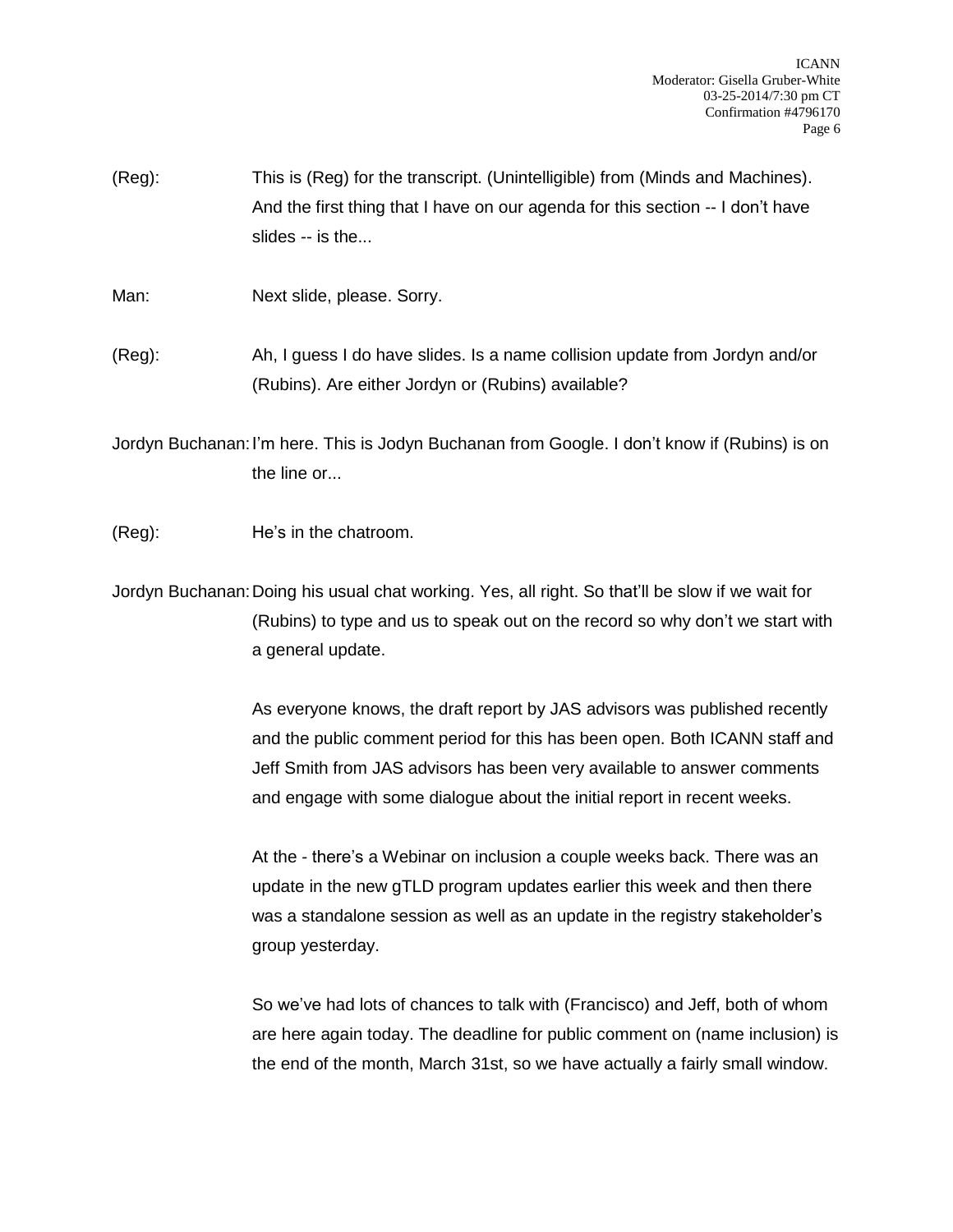(Reg): This is (Reg) for the transcript. (Unintelligible) from (Minds and Machines). And the first thing that I have on our agenda for this section -- I don't have slides -- is the...

Man: Next slide, please. Sorry.

(Reg): Ah, I guess I do have slides. Is a name collision update from Jordyn and/or (Rubins). Are either Jordyn or (Rubins) available?

Jordyn Buchanan: I'm here. This is Jodyn Buchanan from Google. I don't know if (Rubins) is on the line or...

(Reg): He's in the chatroom.

Jordyn Buchanan: Doing his usual chat working. Yes, all right. So that'll be slow if we wait for (Rubins) to type and us to speak out on the record so why don't we start with a general update.

As everyone knows, the draft report by JAS advisors was published recently and the public comment period for this has been open. Both ICANN staff and Jeff Smith from JAS advisors has been very available to answer comments and engage with some dialogue about the initial report in recent weeks.

At the - there's a Webinar on inclusion a couple weeks back. There was an update in the new gTLD program updates earlier this week and then there was a standalone session as well as an update in the registry stakeholder's group yesterday.

So we've had lots of chances to talk with (Francisco) and Jeff, both of whom are here again today. The deadline for public comment on (name inclusion) is the end of the month, March 31st, so we have actually a fairly small window.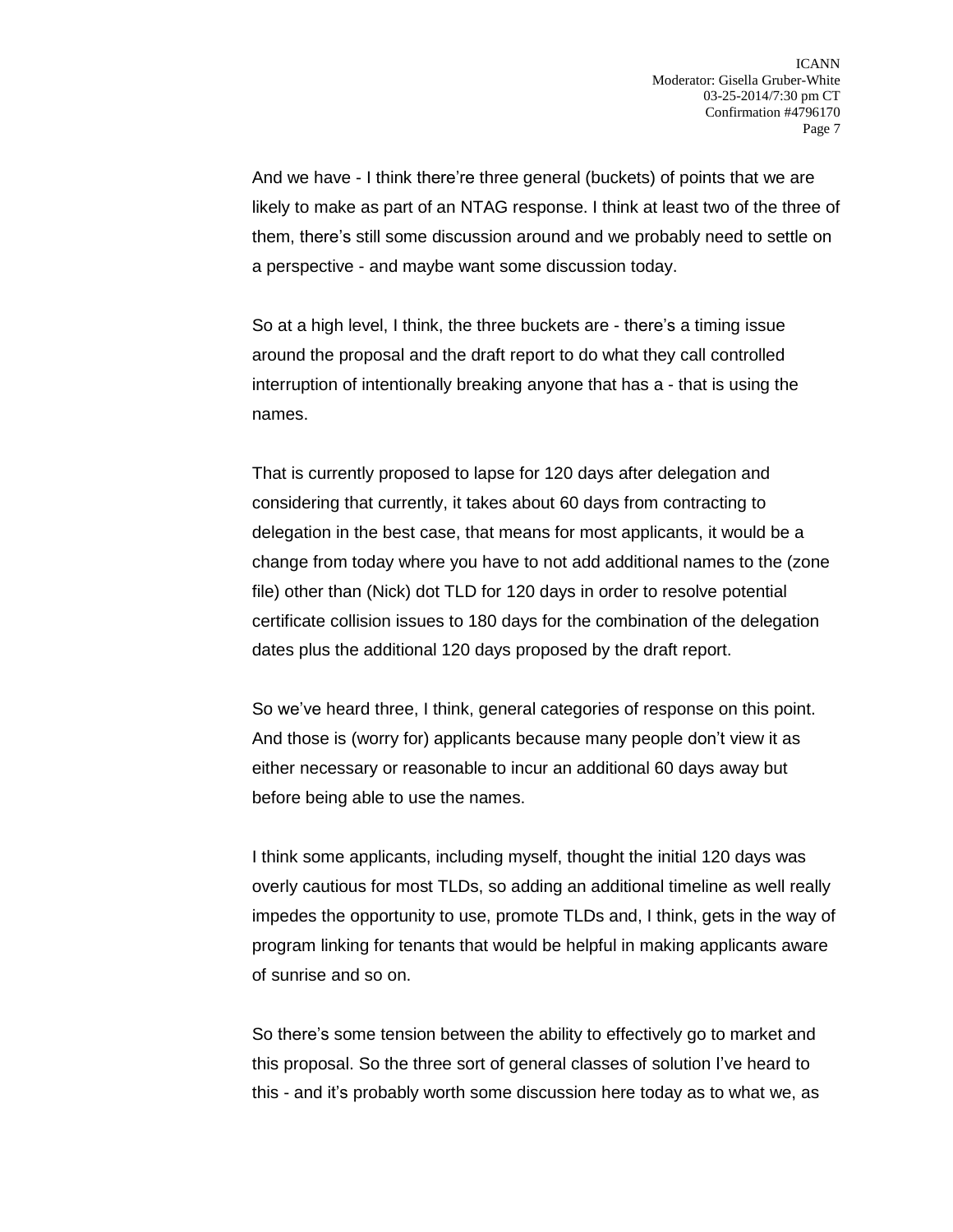And we have - I think there're three general (buckets) of points that we are likely to make as part of an NTAG response. I think at least two of the three of them, there's still some discussion around and we probably need to settle on a perspective - and maybe want some discussion today.

So at a high level, I think, the three buckets are - there's a timing issue around the proposal and the draft report to do what they call controlled interruption of intentionally breaking anyone that has a - that is using the names.

That is currently proposed to lapse for 120 days after delegation and considering that currently, it takes about 60 days from contracting to delegation in the best case, that means for most applicants, it would be a change from today where you have to not add additional names to the (zone file) other than (Nick) dot TLD for 120 days in order to resolve potential certificate collision issues to 180 days for the combination of the delegation dates plus the additional 120 days proposed by the draft report.

So we've heard three, I think, general categories of response on this point. And those is (worry for) applicants because many people don't view it as either necessary or reasonable to incur an additional 60 days away but before being able to use the names.

I think some applicants, including myself, thought the initial 120 days was overly cautious for most TLDs, so adding an additional timeline as well really impedes the opportunity to use, promote TLDs and, I think, gets in the way of program linking for tenants that would be helpful in making applicants aware of sunrise and so on.

So there's some tension between the ability to effectively go to market and this proposal. So the three sort of general classes of solution I've heard to this - and it's probably worth some discussion here today as to what we, as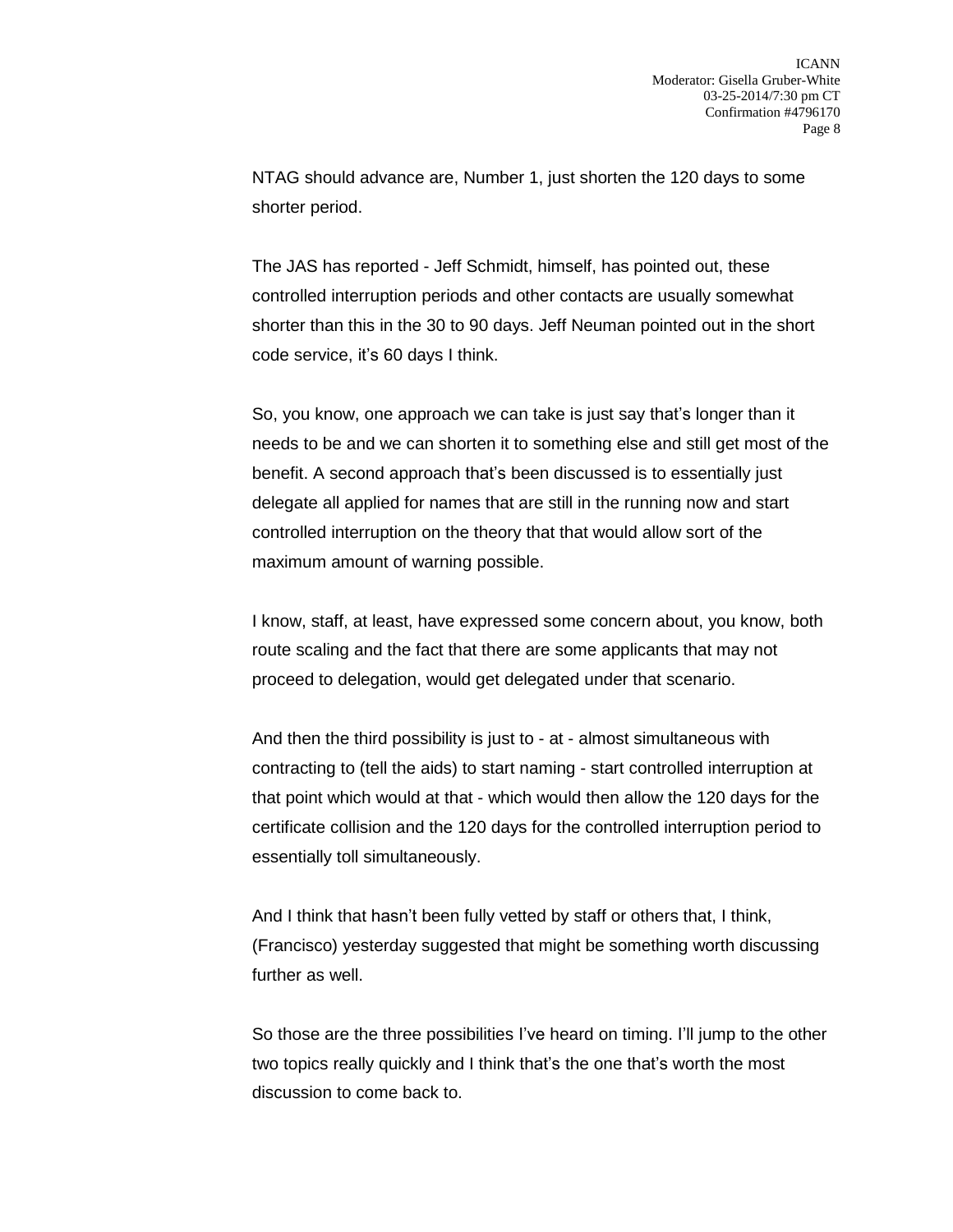NTAG should advance are, Number 1, just shorten the 120 days to some shorter period.

The JAS has reported - Jeff Schmidt, himself, has pointed out, these controlled interruption periods and other contacts are usually somewhat shorter than this in the 30 to 90 days. Jeff Neuman pointed out in the short code service, it's 60 days I think.

So, you know, one approach we can take is just say that's longer than it needs to be and we can shorten it to something else and still get most of the benefit. A second approach that's been discussed is to essentially just delegate all applied for names that are still in the running now and start controlled interruption on the theory that that would allow sort of the maximum amount of warning possible.

I know, staff, at least, have expressed some concern about, you know, both route scaling and the fact that there are some applicants that may not proceed to delegation, would get delegated under that scenario.

And then the third possibility is just to - at - almost simultaneous with contracting to (tell the aids) to start naming - start controlled interruption at that point which would at that - which would then allow the 120 days for the certificate collision and the 120 days for the controlled interruption period to essentially toll simultaneously.

And I think that hasn't been fully vetted by staff or others that, I think, (Francisco) yesterday suggested that might be something worth discussing further as well.

So those are the three possibilities I've heard on timing. I'll jump to the other two topics really quickly and I think that's the one that's worth the most discussion to come back to.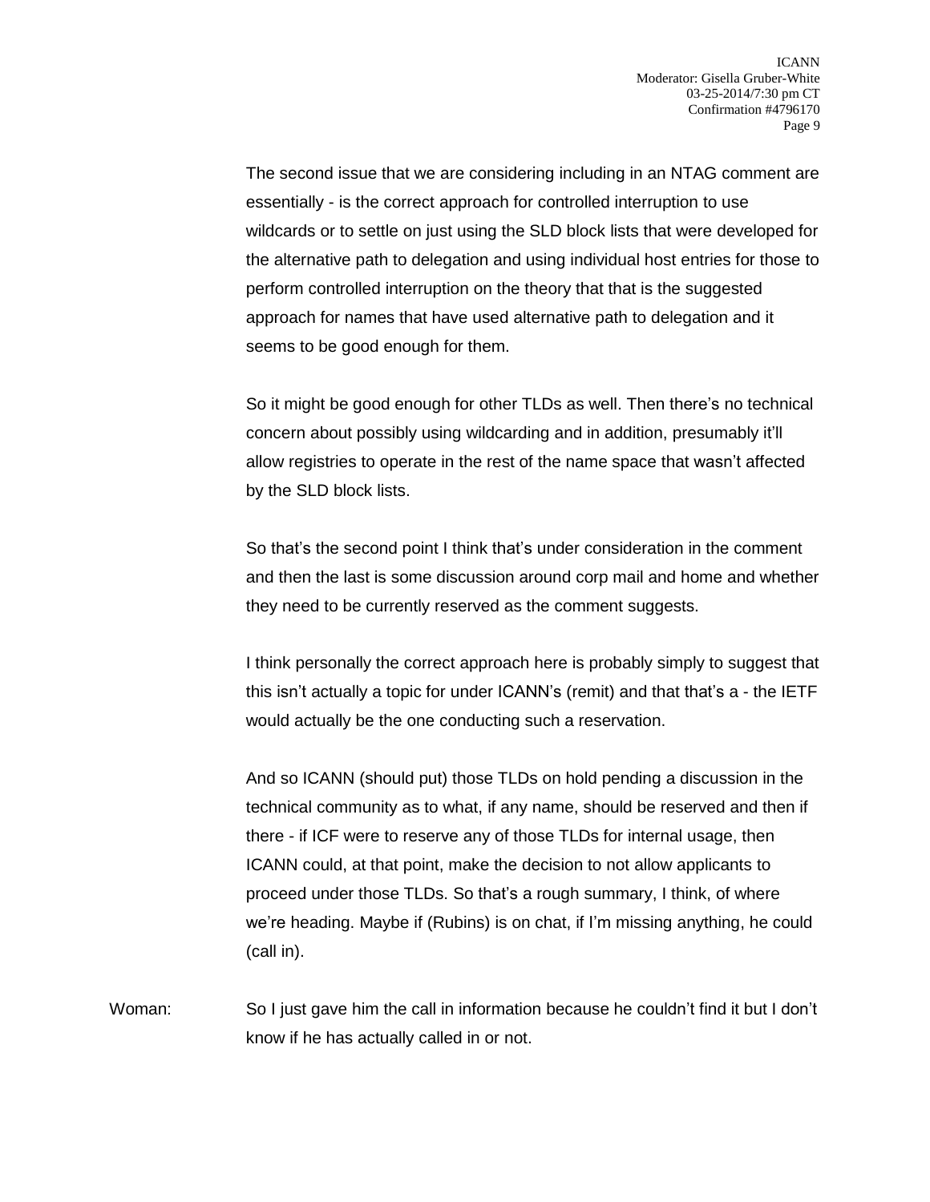The second issue that we are considering including in an NTAG comment are essentially - is the correct approach for controlled interruption to use wildcards or to settle on just using the SLD block lists that were developed for the alternative path to delegation and using individual host entries for those to perform controlled interruption on the theory that that is the suggested approach for names that have used alternative path to delegation and it seems to be good enough for them.

So it might be good enough for other TLDs as well. Then there's no technical concern about possibly using wildcarding and in addition, presumably it'll allow registries to operate in the rest of the name space that wasn't affected by the SLD block lists.

So that's the second point I think that's under consideration in the comment and then the last is some discussion around corp mail and home and whether they need to be currently reserved as the comment suggests.

I think personally the correct approach here is probably simply to suggest that this isn't actually a topic for under ICANN's (remit) and that that's a - the IETF would actually be the one conducting such a reservation.

And so ICANN (should put) those TLDs on hold pending a discussion in the technical community as to what, if any name, should be reserved and then if there - if ICF were to reserve any of those TLDs for internal usage, then ICANN could, at that point, make the decision to not allow applicants to proceed under those TLDs. So that's a rough summary, I think, of where we're heading. Maybe if (Rubins) is on chat, if I'm missing anything, he could (call in).

Woman: So I just gave him the call in information because he couldn't find it but I don't know if he has actually called in or not.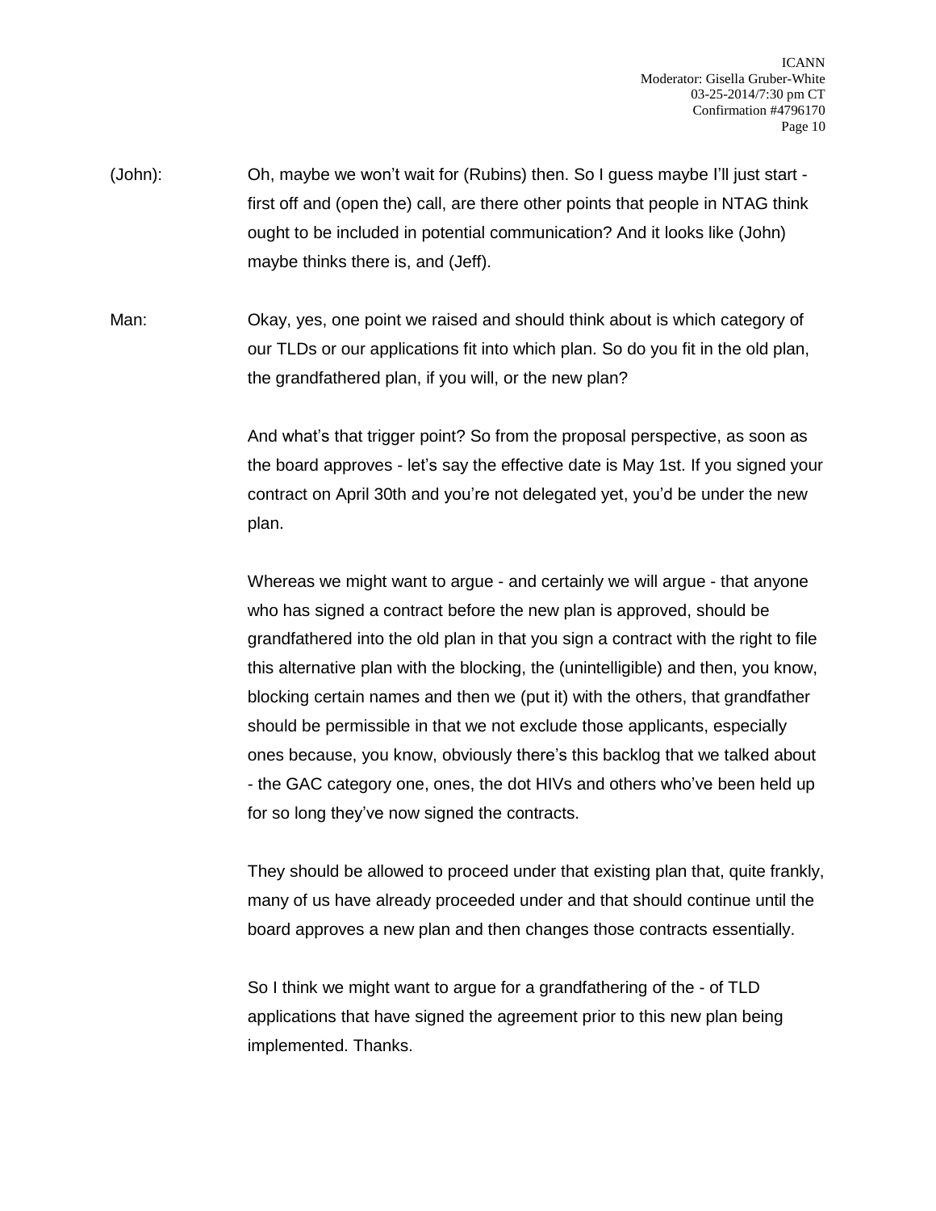(John): Oh, maybe we won't wait for (Rubins) then. So I guess maybe I'll just start - first off and (open the) call, are there other points that people in NTAG think ought to be included in potential communication? And it looks like (John) maybe thinks there is, and (Jeff).

Man: Okay, yes, one point we raised and should think about is which category of our TLDs or our applications fit into which plan. So do you fit in the old plan, the grandfathered plan, if you will, or the new plan?

And what's that trigger point? So from the proposal perspective, as soon as the board approves - let's say the effective date is May 1st. If you signed your contract on April 30th and you're not delegated yet, you'd be under the new plan.

Whereas we might want to argue - and certainly we will argue - that anyone who has signed a contract before the new plan is approved, should be grandfathered into the old plan in that you sign a contract with the right to file this alternative plan with the blocking, the (unintelligible) and then, you know, blocking certain names and then we (put it) with the others, that grandfather should be permissible in that we not exclude those applicants, especially ones because, you know, obviously there's this backlog that we talked about - the GAC category one, ones, the dot HIVs and others who've been held up for so long they've now signed the contracts.

They should be allowed to proceed under that existing plan that, quite frankly, many of us have already proceeded under and that should continue until the board approves a new plan and then changes those contracts essentially.

So I think we might want to argue for a grandfathering of the - of TLD applications that have signed the agreement prior to this new plan being implemented. Thanks.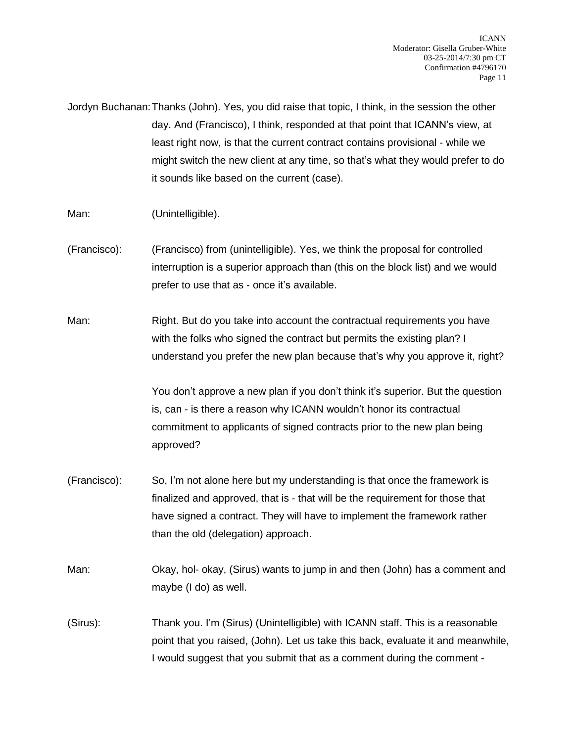Jordyn Buchanan: Thanks (John). Yes, you did raise that topic, I think, in the session the other day. And (Francisco), I think, responded at that point that ICANN's view, at least right now, is that the current contract contains provisional - while we might switch the new client at any time, so that's what they would prefer to do it sounds like based on the current (case).

Man: (Unintelligible).

(Francisco): (Francisco) from (unintelligible). Yes, we think the proposal for controlled interruption is a superior approach than (this on the block list) and we would prefer to use that as - once it's available.

Man: Right. But do you take into account the contractual requirements you have with the folks who signed the contract but permits the existing plan? I understand you prefer the new plan because that's why you approve it, right?

You don't approve a new plan if you don't think it's superior. But the question is, can - is there a reason why ICANN wouldn't honor its contractual commitment to applicants of signed contracts prior to the new plan being approved?

(Francisco): So, I'm not alone here but my understanding is that once the framework is finalized and approved, that is - that will be the requirement for those that have signed a contract. They will have to implement the framework rather than the old (delegation) approach.

Man: Okay, hol- okay, (Sirus) wants to jump in and then (John) has a comment and maybe (I do) as well.

(Sirus): Thank you. I'm (Sirus) (Unintelligible) with ICANN staff. This is a reasonable point that you raised, (John). Let us take this back, evaluate it and meanwhile, I would suggest that you submit that as a comment during the comment -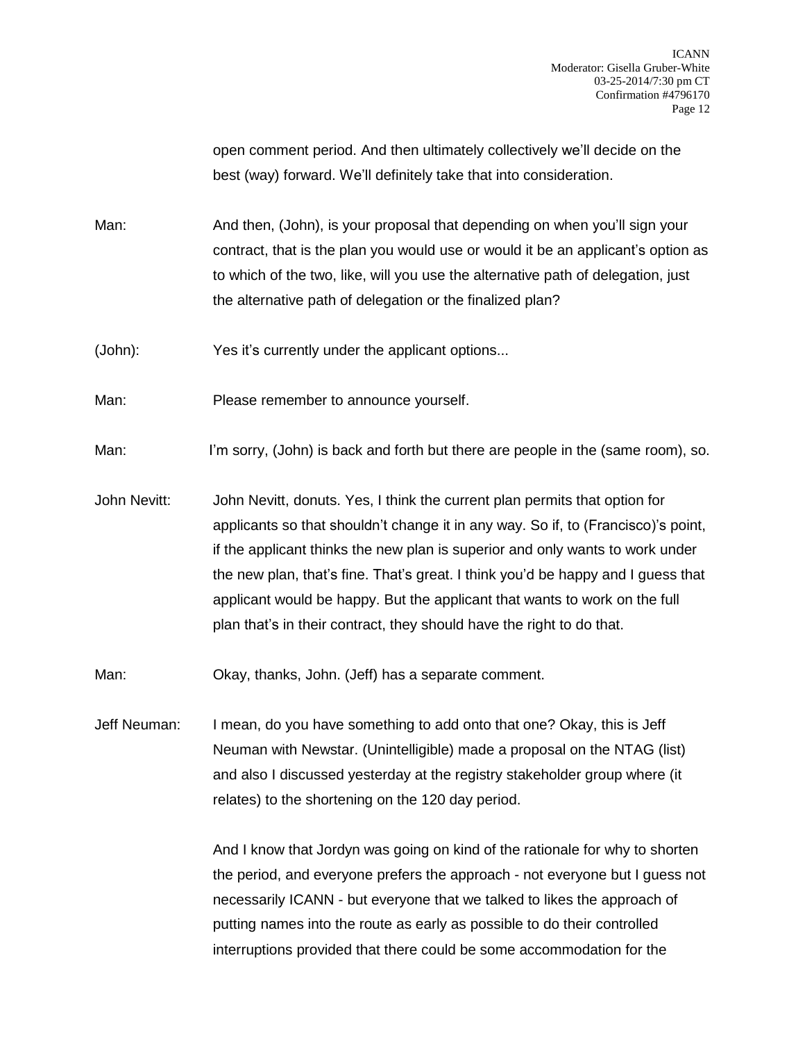open comment period. And then ultimately collectively we'll decide on the best (way) forward. We'll definitely take that into consideration.

Man: And then, (John), is your proposal that depending on when you'll sign your contract, that is the plan you would use or would it be an applicant's option as to which of the two, like, will you use the alternative path of delegation, just the alternative path of delegation or the finalized plan?

(John): Yes it's currently under the applicant options...

Man: Please remember to announce yourself.

Man: I'm sorry, (John) is back and forth but there are people in the (same room), so.

John Nevitt: John Nevitt, donuts. Yes, I think the current plan permits that option for applicants so that shouldn't change it in any way. So if, to (Francisco)'s point, if the applicant thinks the new plan is superior and only wants to work under the new plan, that's fine. That's great. I think you'd be happy and I guess that applicant would be happy. But the applicant that wants to work on the full plan that's in their contract, they should have the right to do that.

Man: Okay, thanks, John. (Jeff) has a separate comment.

Jeff Neuman: I mean, do you have something to add onto that one? Okay, this is Jeff Neuman with Newstar. (Unintelligible) made a proposal on the NTAG (list) and also I discussed yesterday at the registry stakeholder group where (it relates) to the shortening on the 120 day period.

And I know that Jordyn was going on kind of the rationale for why to shorten the period, and everyone prefers the approach - not everyone but I guess not necessarily ICANN - but everyone that we talked to likes the approach of putting names into the route as early as possible to do their controlled interruptions provided that there could be some accommodation for the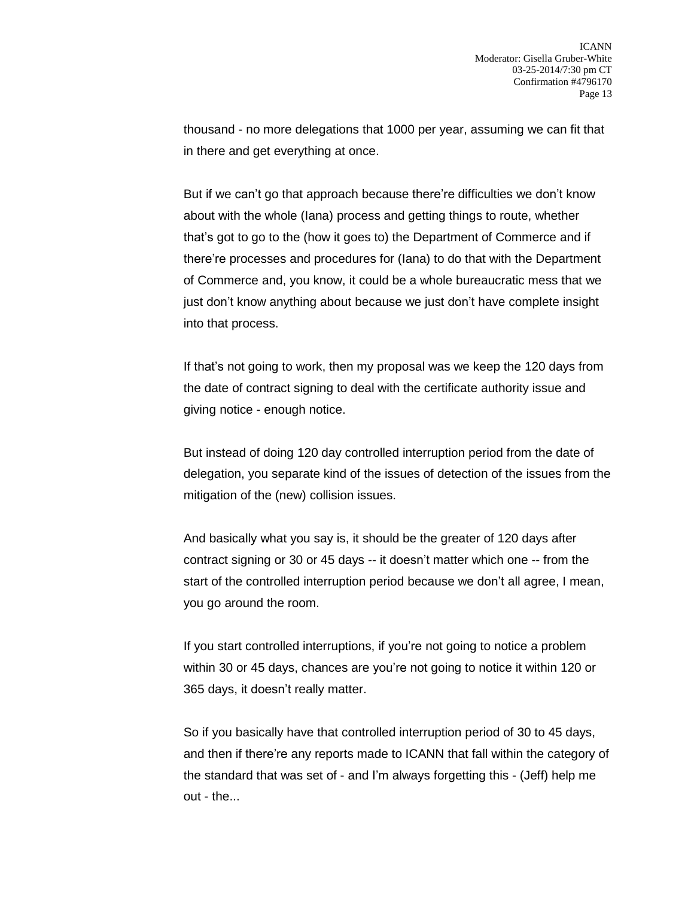thousand - no more delegations that 1000 per year, assuming we can fit that in there and get everything at once.

But if we can't go that approach because there're difficulties we don't know about with the whole (Iana) process and getting things to route, whether that's got to go to the (how it goes to) the Department of Commerce and if there're processes and procedures for (Iana) to do that with the Department of Commerce and, you know, it could be a whole bureaucratic mess that we just don't know anything about because we just don't have complete insight into that process.

If that's not going to work, then my proposal was we keep the 120 days from the date of contract signing to deal with the certificate authority issue and giving notice - enough notice.

But instead of doing 120 day controlled interruption period from the date of delegation, you separate kind of the issues of detection of the issues from the mitigation of the (new) collision issues.

And basically what you say is, it should be the greater of 120 days after contract signing or 30 or 45 days -- it doesn't matter which one -- from the start of the controlled interruption period because we don't all agree, I mean, you go around the room.

If you start controlled interruptions, if you're not going to notice a problem within 30 or 45 days, chances are you're not going to notice it within 120 or 365 days, it doesn't really matter.

So if you basically have that controlled interruption period of 30 to 45 days, and then if there're any reports made to ICANN that fall within the category of the standard that was set of - and I'm always forgetting this - (Jeff) help me out - the...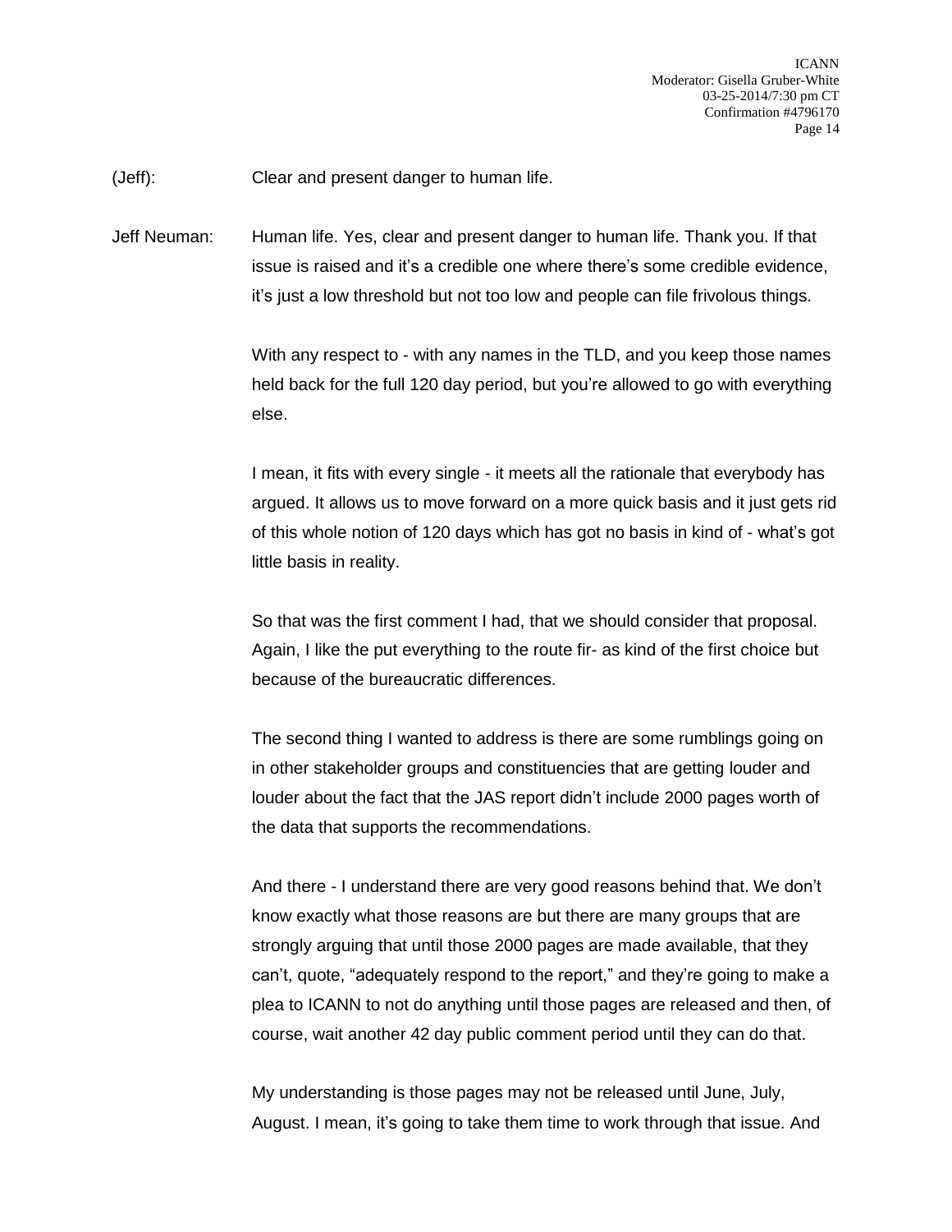(Jeff): Clear and present danger to human life.

Jeff Neuman: Human life. Yes, clear and present danger to human life. Thank you. If that issue is raised and it's a credible one where there's some credible evidence, it's just a low threshold but not too low and people can file frivolous things.

With any respect to - with any names in the TLD, and you keep those names held back for the full 120 day period, but you're allowed to go with everything else.

I mean, it fits with every single - it meets all the rationale that everybody has argued. It allows us to move forward on a more quick basis and it just gets rid of this whole notion of 120 days which has got no basis in kind of - what's got little basis in reality.

So that was the first comment I had, that we should consider that proposal. Again, I like the put everything to the route fir- as kind of the first choice but because of the bureaucratic differences.

The second thing I wanted to address is there are some rumblings going on in other stakeholder groups and constituencies that are getting louder and louder about the fact that the JAS report didn't include 2000 pages worth of the data that supports the recommendations.

And there - I understand there are very good reasons behind that. We don't know exactly what those reasons are but there are many groups that are strongly arguing that until those 2000 pages are made available, that they can't, quote, "adequately respond to the report," and they're going to make a plea to ICANN to not do anything until those pages are released and then, of course, wait another 42 day public comment period until they can do that.

My understanding is those pages may not be released until June, July, August. I mean, it's going to take them time to work through that issue. And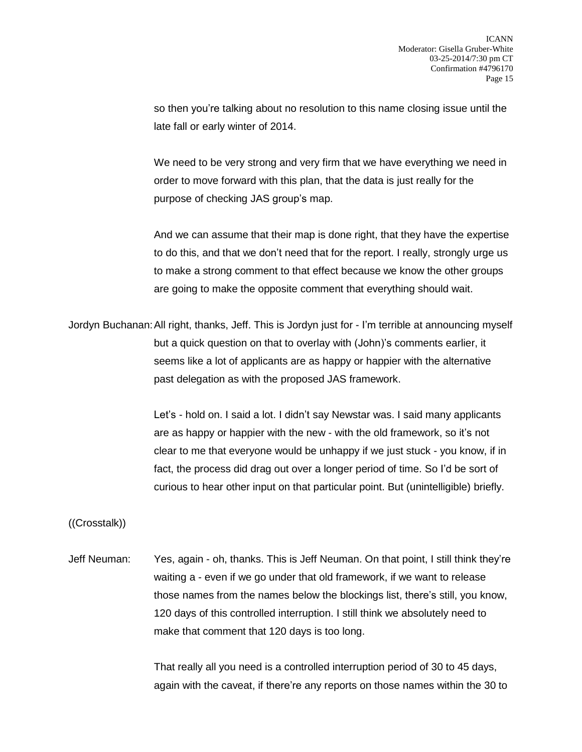so then you're talking about no resolution to this name closing issue until the late fall or early winter of 2014.

We need to be very strong and very firm that we have everything we need in order to move forward with this plan, that the data is just really for the purpose of checking JAS group's map.

And we can assume that their map is done right, that they have the expertise to do this, and that we don't need that for the report. I really, strongly urge us to make a strong comment to that effect because we know the other groups are going to make the opposite comment that everything should wait.

Jordyn Buchanan: All right, thanks, Jeff. This is Jordyn just for - I'm terrible at announcing myself but a quick question on that to overlay with (John)'s comments earlier, it seems like a lot of applicants are as happy or happier with the alternative past delegation as with the proposed JAS framework.

Let's - hold on. I said a lot. I didn't say Newstar was. I said many applicants are as happy or happier with the new - with the old framework, so it's not clear to me that everyone would be unhappy if we just stuck - you know, if in fact, the process did drag out over a longer period of time. So I'd be sort of curious to hear other input on that particular point. But (unintelligible) briefly.

((Crosstalk))

Jeff Neuman: Yes, again - oh, thanks. This is Jeff Neuman. On that point, I still think they're waiting a - even if we go under that old framework, if we want to release those names from the names below the blockings list, there's still, you know, 120 days of this controlled interruption. I still think we absolutely need to make that comment that 120 days is too long.

That really all you need is a controlled interruption period of 30 to 45 days, again with the caveat, if there're any reports on those names within the 30 to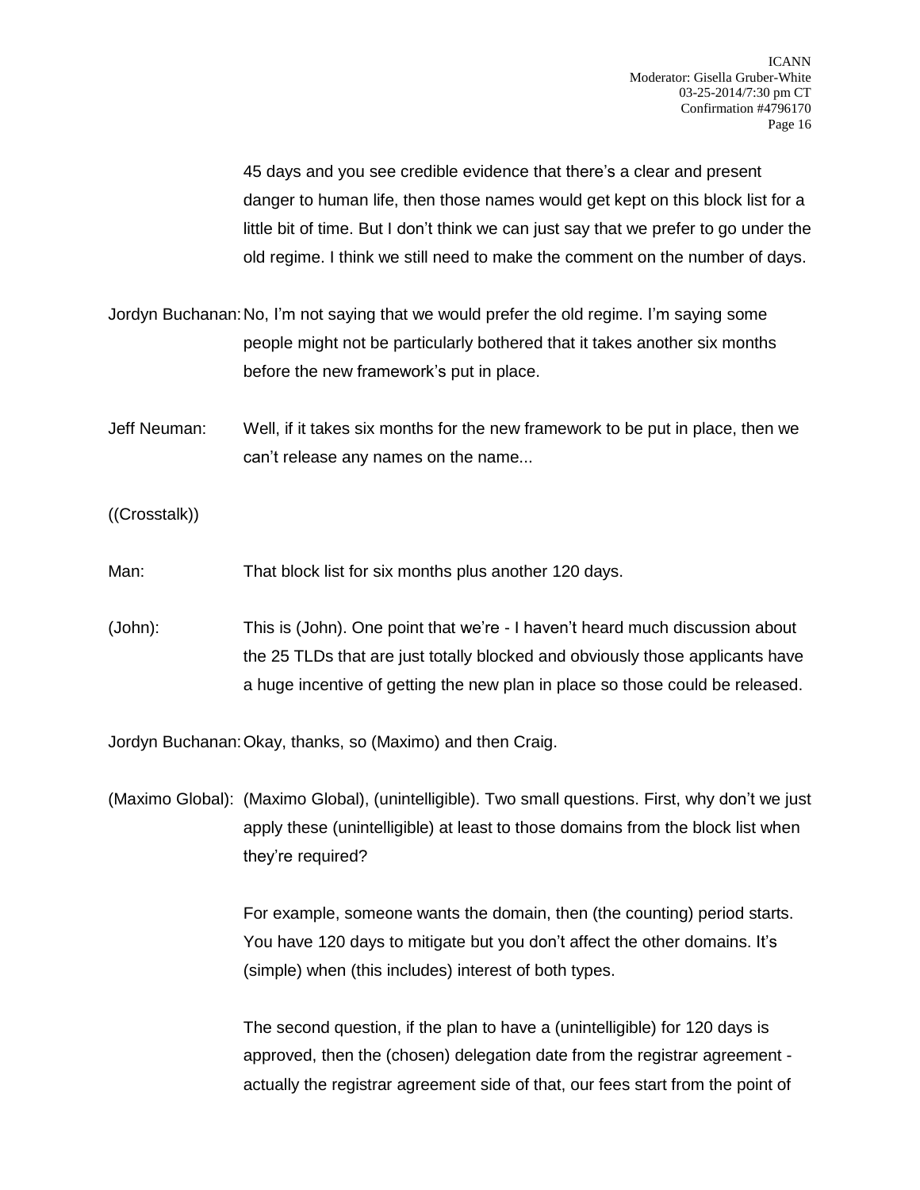45 days and you see credible evidence that there's a clear and present danger to human life, then those names would get kept on this block list for a little bit of time. But I don't think we can just say that we prefer to go under the old regime. I think we still need to make the comment on the number of days.

Jordyn Buchanan: No, I'm not saying that we would prefer the old regime. I'm saying some people might not be particularly bothered that it takes another six months before the new framework's put in place.

Jeff Neuman: Well, if it takes six months for the new framework to be put in place, then we can't release any names on the name...

((Crosstalk))

Man: That block list for six months plus another 120 days.

(John): This is (John). One point that we're - I haven't heard much discussion about the 25 TLDs that are just totally blocked and obviously those applicants have a huge incentive of getting the new plan in place so those could be released.

Jordyn Buchanan: Okay, thanks, so (Maximo) and then Craig.

(Maximo Global): (Maximo Global), (unintelligible). Two small questions. First, why don't we just apply these (unintelligible) at least to those domains from the block list when they're required?

For example, someone wants the domain, then (the counting) period starts. You have 120 days to mitigate but you don't affect the other domains. It's (simple) when (this includes) interest of both types.

The second question, if the plan to have a (unintelligible) for 120 days is approved, then the (chosen) delegation date from the registrar agreement - actually the registrar agreement side of that, our fees start from the point of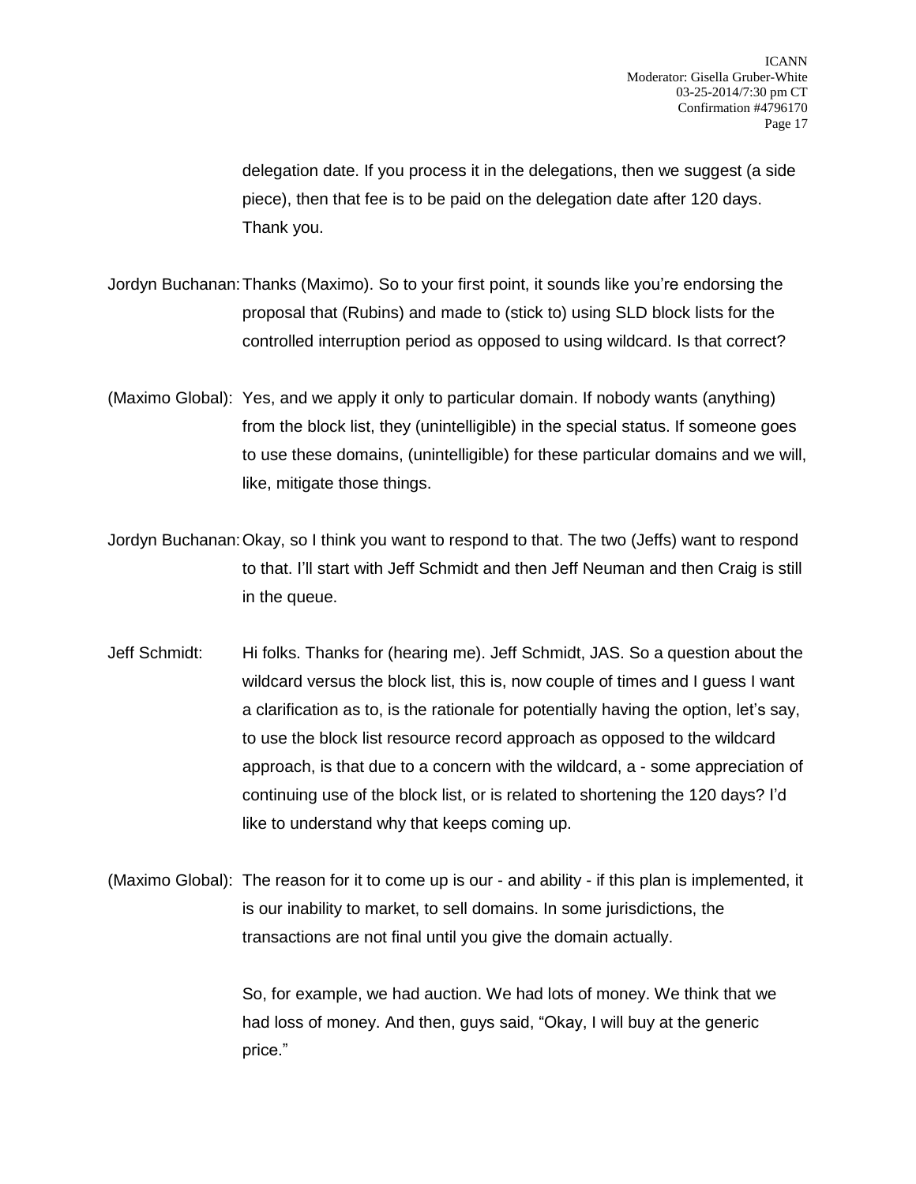delegation date. If you process it in the delegations, then we suggest (a side piece), then that fee is to be paid on the delegation date after 120 days. Thank you.

Jordyn Buchanan: Thanks (Maximo). So to your first point, it sounds like you're endorsing the proposal that (Rubins) and made to (stick to) using SLD block lists for the controlled interruption period as opposed to using wildcard. Is that correct?

(Maximo Global): Yes, and we apply it only to particular domain. If nobody wants (anything) from the block list, they (unintelligible) in the special status. If someone goes to use these domains, (unintelligible) for these particular domains and we will, like, mitigate those things.

Jordyn Buchanan: Okay, so I think you want to respond to that. The two (Jeffs) want to respond to that. I'll start with Jeff Schmidt and then Jeff Neuman and then Craig is still in the queue.

Jeff Schmidt: Hi folks. Thanks for (hearing me). Jeff Schmidt, JAS. So a question about the wildcard versus the block list, this is, now couple of times and I guess I want a clarification as to, is the rationale for potentially having the option, let's say, to use the block list resource record approach as opposed to the wildcard approach, is that due to a concern with the wildcard, a - some appreciation of continuing use of the block list, or is related to shortening the 120 days? I'd like to understand why that keeps coming up.

(Maximo Global): The reason for it to come up is our - and ability - if this plan is implemented, it is our inability to market, to sell domains. In some jurisdictions, the transactions are not final until you give the domain actually.

So, for example, we had auction. We had lots of money. We think that we had loss of money. And then, guys said, "Okay, I will buy at the generic price."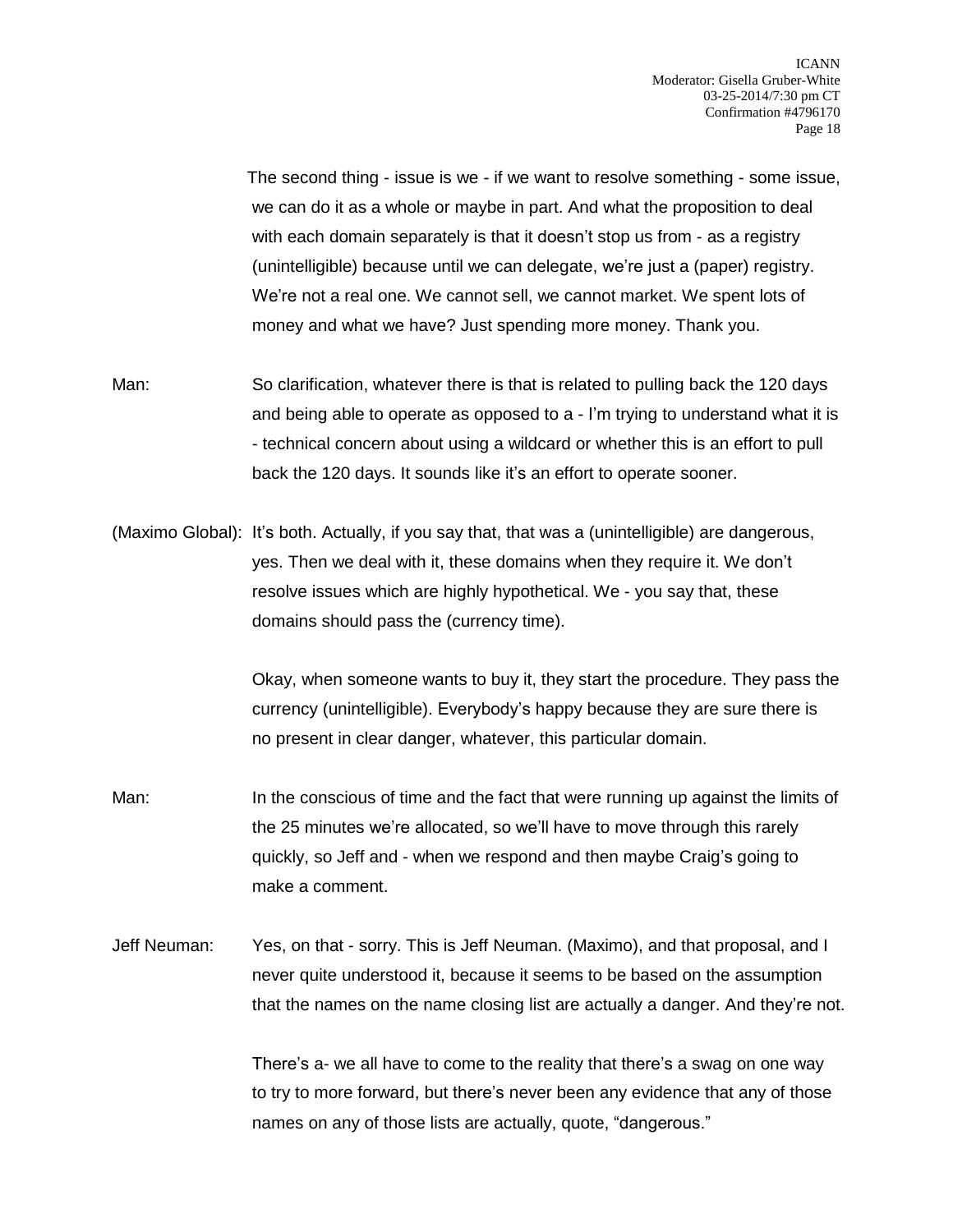The second thing - issue is we - if we want to resolve something - some issue, we can do it as a whole or maybe in part. And what the proposition to deal with each domain separately is that it doesn't stop us from - as a registry (unintelligible) because until we can delegate, we're just a (paper) registry. We're not a real one. We cannot sell, we cannot market. We spent lots of money and what we have? Just spending more money. Thank you.

Man: So clarification, whatever there is that is related to pulling back the 120 days and being able to operate as opposed to a - I'm trying to understand what it is - technical concern about using a wildcard or whether this is an effort to pull back the 120 days. It sounds like it's an effort to operate sooner.

(Maximo Global): It's both. Actually, if you say that, that was a (unintelligible) are dangerous, yes. Then we deal with it, these domains when they require it. We don't resolve issues which are highly hypothetical. We - you say that, these domains should pass the (currency time).

Okay, when someone wants to buy it, they start the procedure. They pass the currency (unintelligible). Everybody's happy because they are sure there is no present in clear danger, whatever, this particular domain.

Man: In the conscious of time and the fact that were running up against the limits of the 25 minutes we're allocated, so we'll have to move through this rarely quickly, so Jeff and - when we respond and then maybe Craig's going to make a comment.

Jeff Neuman: Yes, on that - sorry. This is Jeff Neuman. (Maximo), and that proposal, and I never quite understood it, because it seems to be based on the assumption that the names on the name closing list are actually a danger. And they're not.

There's a- we all have to come to the reality that there's a swag on one way to try to more forward, but there's never been any evidence that any of those names on any of those lists are actually, quote, "dangerous."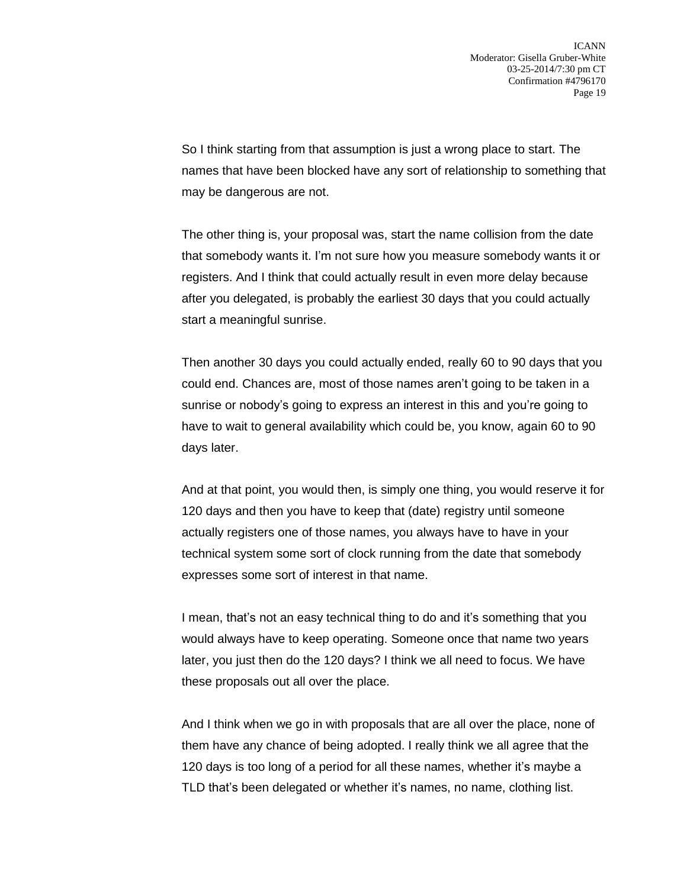So I think starting from that assumption is just a wrong place to start. The names that have been blocked have any sort of relationship to something that may be dangerous are not.

The other thing is, your proposal was, start the name collision from the date that somebody wants it. I'm not sure how you measure somebody wants it or registers. And I think that could actually result in even more delay because after you delegated, is probably the earliest 30 days that you could actually start a meaningful sunrise.

Then another 30 days you could actually ended, really 60 to 90 days that you could end. Chances are, most of those names aren't going to be taken in a sunrise or nobody's going to express an interest in this and you're going to have to wait to general availability which could be, you know, again 60 to 90 days later.

And at that point, you would then, is simply one thing, you would reserve it for 120 days and then you have to keep that (date) registry until someone actually registers one of those names, you always have to have in your technical system some sort of clock running from the date that somebody expresses some sort of interest in that name.

I mean, that's not an easy technical thing to do and it's something that you would always have to keep operating. Someone once that name two years later, you just then do the 120 days? I think we all need to focus. We have these proposals out all over the place.

And I think when we go in with proposals that are all over the place, none of them have any chance of being adopted. I really think we all agree that the 120 days is too long of a period for all these names, whether it's maybe a TLD that's been delegated or whether it's names, no name, clothing list.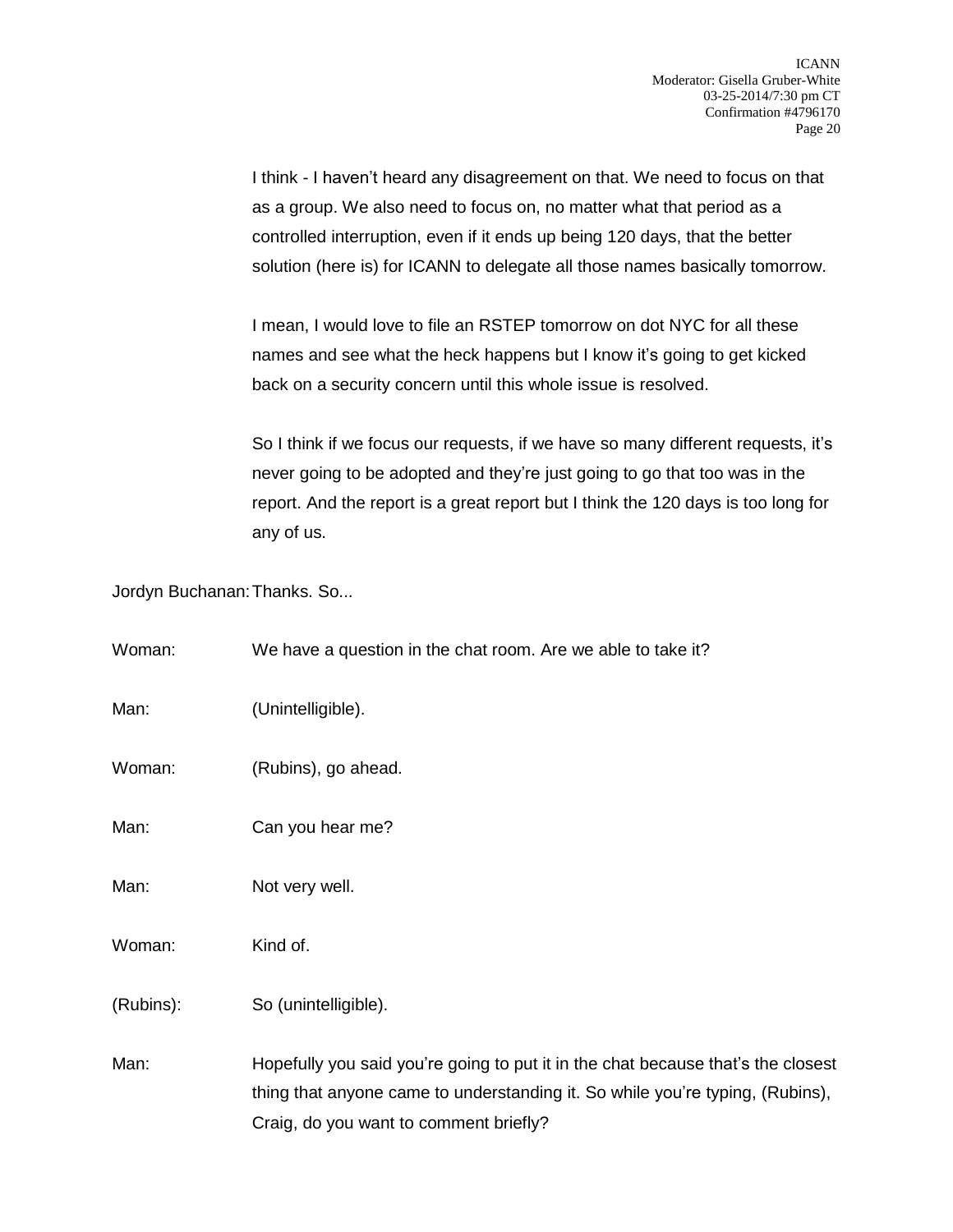I think - I haven't heard any disagreement on that. We need to focus on that as a group. We also need to focus on, no matter what that period as a controlled interruption, even if it ends up being 120 days, that the better solution (here is) for ICANN to delegate all those names basically tomorrow.

I mean, I would love to file an RSTEP tomorrow on dot NYC for all these names and see what the heck happens but I know it's going to get kicked back on a security concern until this whole issue is resolved.

So I think if we focus our requests, if we have so many different requests, it's never going to be adopted and they're just going to go that too was in the report. And the report is a great report but I think the 120 days is too long for any of us.

Jordyn Buchanan: Thanks. So...

Woman: We have a question in the chat room. Are we able to take it?

Man: (Unintelligible).

Woman: (Rubins), go ahead.

Man: Can you hear me?

Man: Not very well.

Woman: Kind of.

(Rubins): So (unintelligible).

Man: Hopefully you said you're going to put it in the chat because that's the closest thing that anyone came to understanding it. So while you're typing, (Rubins), Craig, do you want to comment briefly?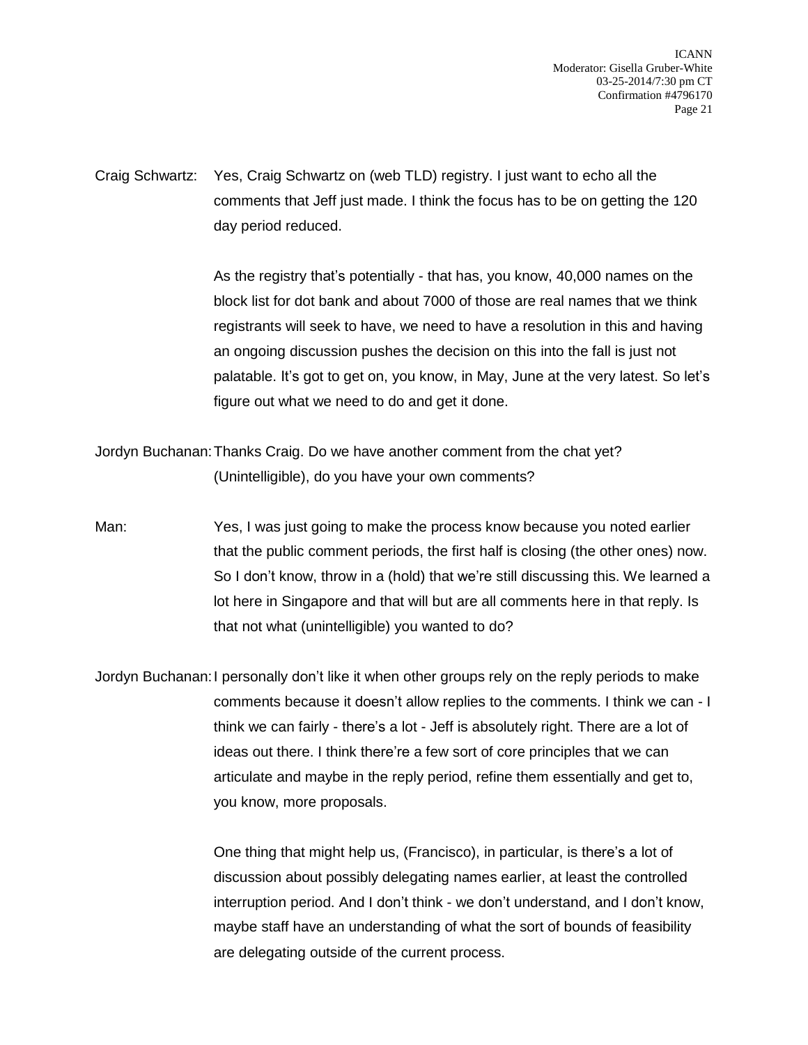Craig Schwartz: Yes, Craig Schwartz on (web TLD) registry. I just want to echo all the comments that Jeff just made. I think the focus has to be on getting the 120 day period reduced.

As the registry that's potentially - that has, you know, 40,000 names on the block list for dot bank and about 7000 of those are real names that we think registrants will seek to have, we need to have a resolution in this and having an ongoing discussion pushes the decision on this into the fall is just not palatable. It's got to get on, you know, in May, June at the very latest. So let's figure out what we need to do and get it done.

Jordyn Buchanan: Thanks Craig. Do we have another comment from the chat yet? (Unintelligible), do you have your own comments?

Man: Yes, I was just going to make the process know because you noted earlier that the public comment periods, the first half is closing (the other ones) now. So I don't know, throw in a (hold) that we're still discussing this. We learned a lot here in Singapore and that will but are all comments here in that reply. Is that not what (unintelligible) you wanted to do?

Jordyn Buchanan: I personally don't like it when other groups rely on the reply periods to make comments because it doesn't allow replies to the comments. I think we can - I think we can fairly - there's a lot - Jeff is absolutely right. There are a lot of ideas out there. I think there're a few sort of core principles that we can articulate and maybe in the reply period, refine them essentially and get to, you know, more proposals.

One thing that might help us, (Francisco), in particular, is there's a lot of discussion about possibly delegating names earlier, at least the controlled interruption period. And I don't think - we don't understand, and I don't know, maybe staff have an understanding of what the sort of bounds of feasibility are delegating outside of the current process.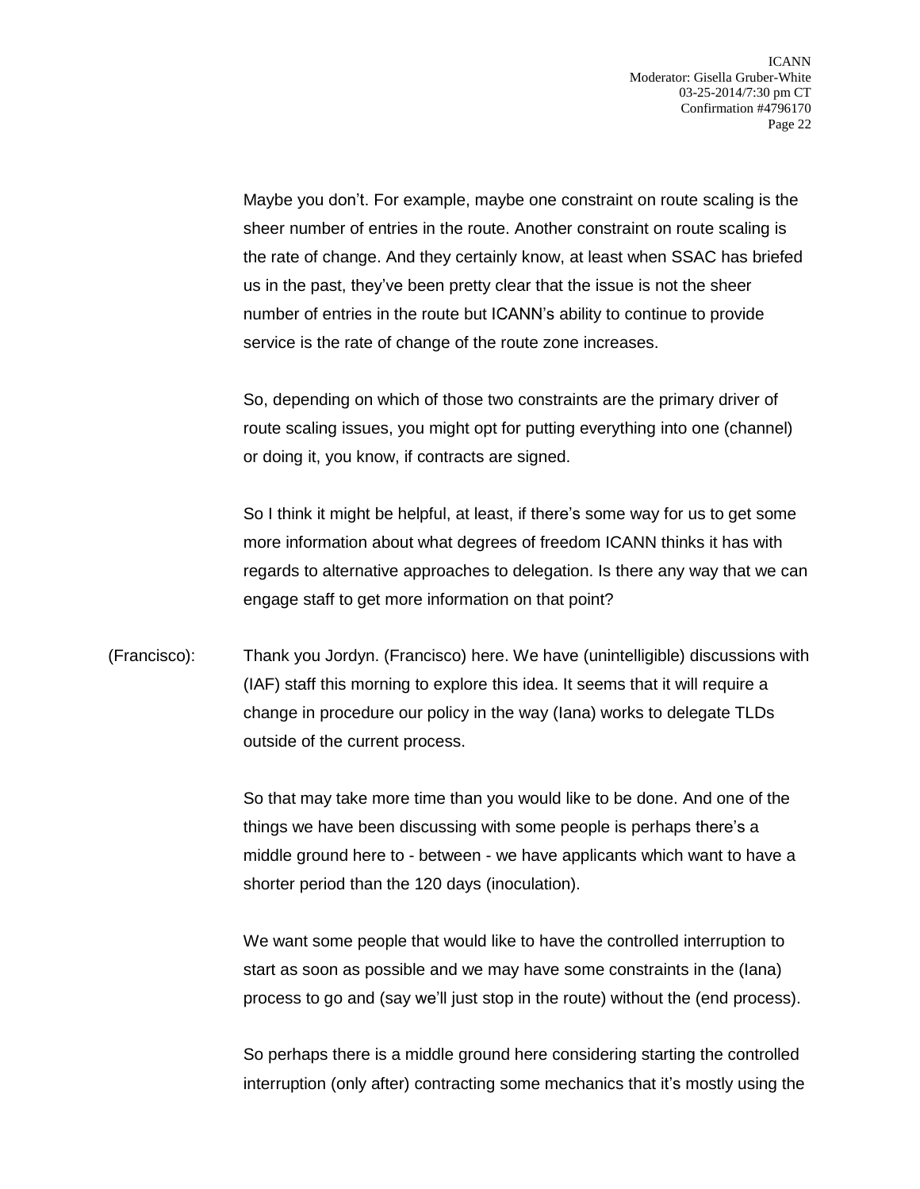Maybe you don't. For example, maybe one constraint on route scaling is the sheer number of entries in the route. Another constraint on route scaling is the rate of change. And they certainly know, at least when SSAC has briefed us in the past, they've been pretty clear that the issue is not the sheer number of entries in the route but ICANN's ability to continue to provide service is the rate of change of the route zone increases.

So, depending on which of those two constraints are the primary driver of route scaling issues, you might opt for putting everything into one (channel) or doing it, you know, if contracts are signed.

So I think it might be helpful, at least, if there's some way for us to get some more information about what degrees of freedom ICANN thinks it has with regards to alternative approaches to delegation. Is there any way that we can engage staff to get more information on that point?

(Francisco): Thank you Jordyn. (Francisco) here. We have (unintelligible) discussions with (IAF) staff this morning to explore this idea. It seems that it will require a change in procedure our policy in the way (Iana) works to delegate TLDs outside of the current process.

So that may take more time than you would like to be done. And one of the things we have been discussing with some people is perhaps there's a middle ground here to - between - we have applicants which want to have a shorter period than the 120 days (inoculation).

We want some people that would like to have the controlled interruption to start as soon as possible and we may have some constraints in the (Iana) process to go and (say we'll just stop in the route) without the (end process).

So perhaps there is a middle ground here considering starting the controlled interruption (only after) contracting some mechanics that it's mostly using the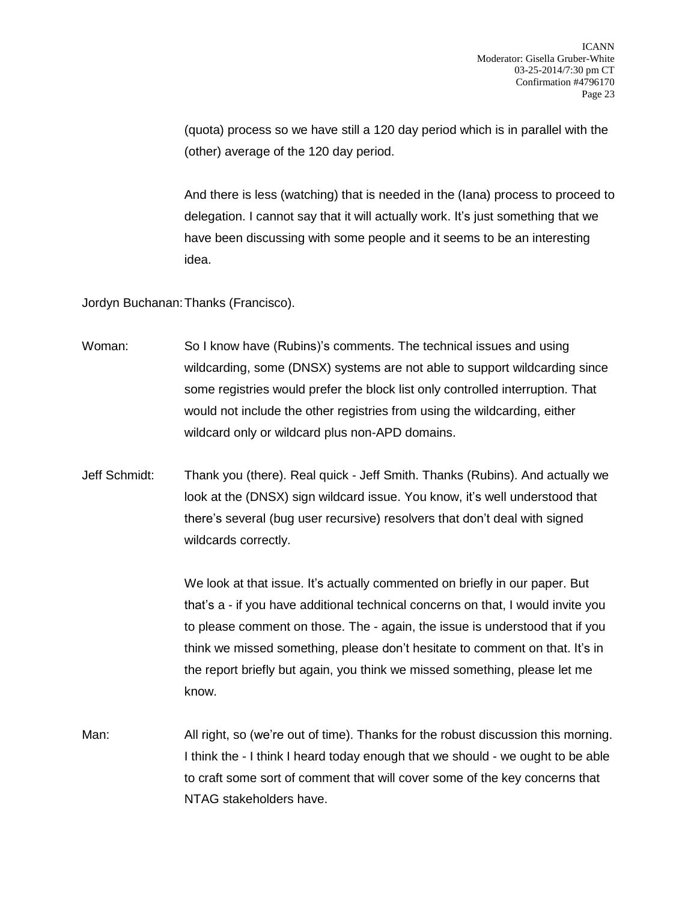(quota) process so we have still a 120 day period which is in parallel with the (other) average of the 120 day period.

And there is less (watching) that is needed in the (Iana) process to proceed to delegation. I cannot say that it will actually work. It's just something that we have been discussing with some people and it seems to be an interesting idea.

Jordyn Buchanan: Thanks (Francisco).

Woman: So I know have (Rubins)'s comments. The technical issues and using wildcarding, some (DNSX) systems are not able to support wildcarding since some registries would prefer the block list only controlled interruption. That would not include the other registries from using the wildcarding, either wildcard only or wildcard plus non-APD domains.

Jeff Schmidt: Thank you (there). Real quick - Jeff Smith. Thanks (Rubins). And actually we look at the (DNSX) sign wildcard issue. You know, it's well understood that there's several (bug user recursive) resolvers that don't deal with signed wildcards correctly.

We look at that issue. It's actually commented on briefly in our paper. But that's a - if you have additional technical concerns on that, I would invite you to please comment on those. The - again, the issue is understood that if you think we missed something, please don't hesitate to comment on that. It's in the report briefly but again, you think we missed something, please let me know.

Man: All right, so (we're out of time). Thanks for the robust discussion this morning. I think the - I think I heard today enough that we should - we ought to be able to craft some sort of comment that will cover some of the key concerns that NTAG stakeholders have.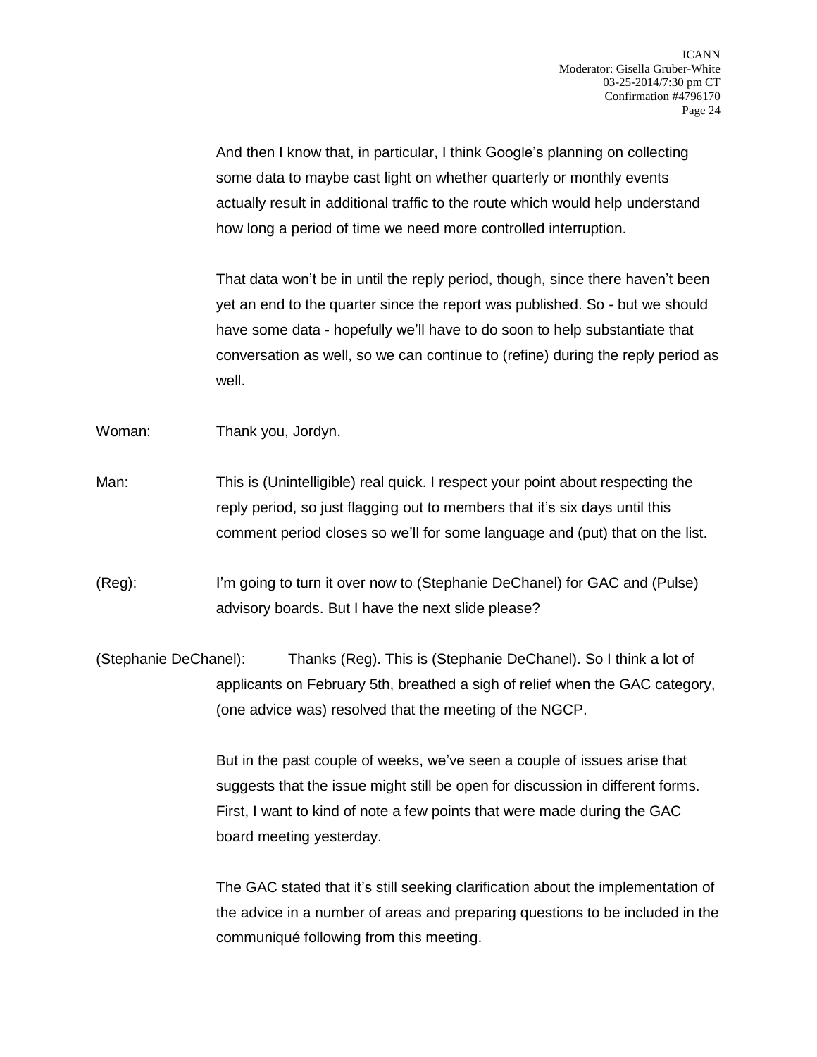And then I know that, in particular, I think Google's planning on collecting some data to maybe cast light on whether quarterly or monthly events actually result in additional traffic to the route which would help understand how long a period of time we need more controlled interruption.

That data won't be in until the reply period, though, since there haven't been yet an end to the quarter since the report was published. So - but we should have some data - hopefully we'll have to do soon to help substantiate that conversation as well, so we can continue to (refine) during the reply period as well.

Woman: Thank you, Jordyn.

Man: This is (Unintelligible) real quick. I respect your point about respecting the reply period, so just flagging out to members that it's six days until this comment period closes so we'll for some language and (put) that on the list.

(Reg): I'm going to turn it over now to (Stephanie DeChanel) for GAC and (Pulse) advisory boards. But I have the next slide please?

(Stephanie DeChanel): Thanks (Reg). This is (Stephanie DeChanel). So I think a lot of applicants on February 5th, breathed a sigh of relief when the GAC category, (one advice was) resolved that the meeting of the NGCP.

But in the past couple of weeks, we've seen a couple of issues arise that suggests that the issue might still be open for discussion in different forms. First, I want to kind of note a few points that were made during the GAC board meeting yesterday.

The GAC stated that it's still seeking clarification about the implementation of the advice in a number of areas and preparing questions to be included in the communiqué following from this meeting.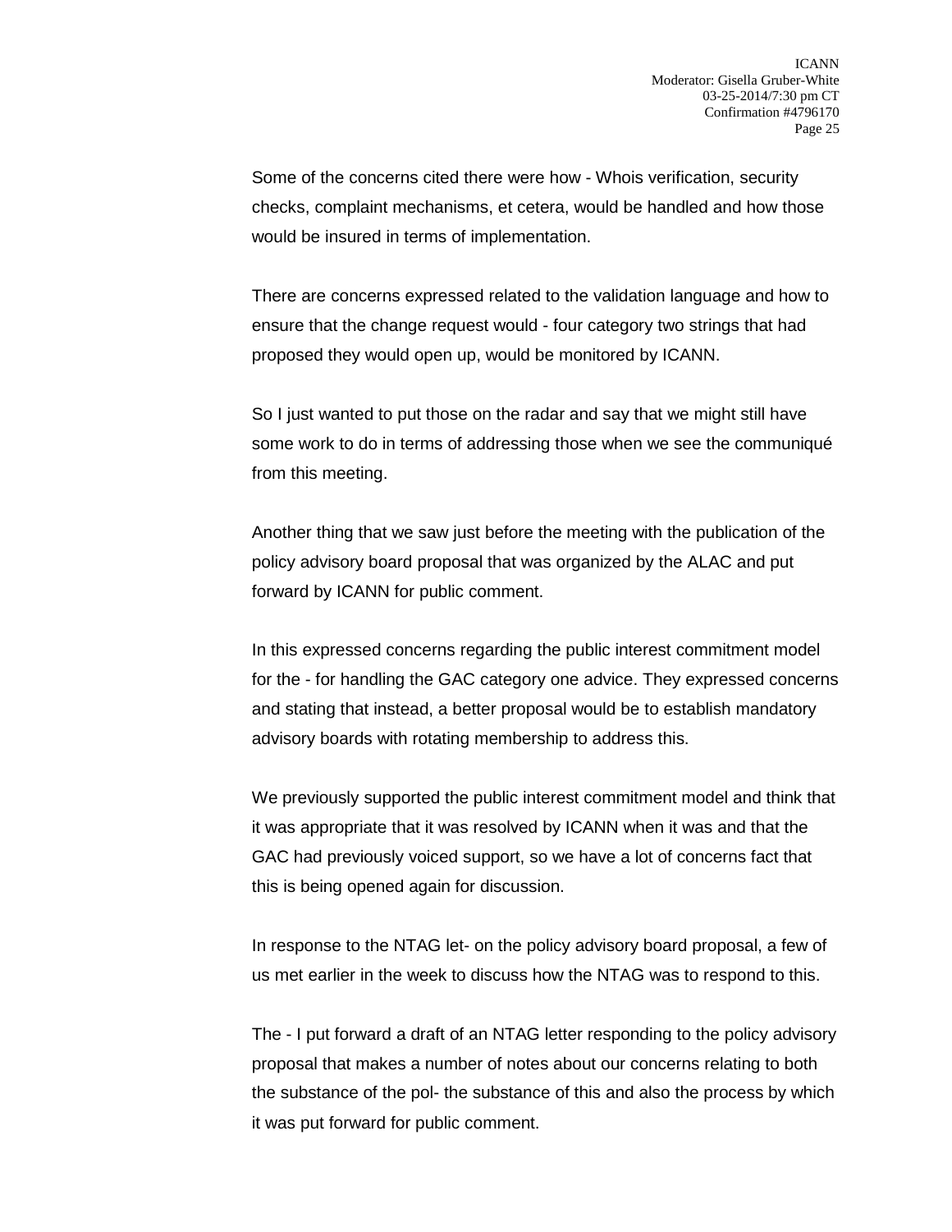Some of the concerns cited there were how - Whois verification, security checks, complaint mechanisms, et cetera, would be handled and how those would be insured in terms of implementation.

There are concerns expressed related to the validation language and how to ensure that the change request would - four category two strings that had proposed they would open up, would be monitored by ICANN.

So I just wanted to put those on the radar and say that we might still have some work to do in terms of addressing those when we see the communiqué from this meeting.

Another thing that we saw just before the meeting with the publication of the policy advisory board proposal that was organized by the ALAC and put forward by ICANN for public comment.

In this expressed concerns regarding the public interest commitment model for the - for handling the GAC category one advice. They expressed concerns and stating that instead, a better proposal would be to establish mandatory advisory boards with rotating membership to address this.

We previously supported the public interest commitment model and think that it was appropriate that it was resolved by ICANN when it was and that the GAC had previously voiced support, so we have a lot of concerns fact that this is being opened again for discussion.

In response to the NTAG let- on the policy advisory board proposal, a few of us met earlier in the week to discuss how the NTAG was to respond to this.

The - I put forward a draft of an NTAG letter responding to the policy advisory proposal that makes a number of notes about our concerns relating to both the substance of the pol- the substance of this and also the process by which it was put forward for public comment.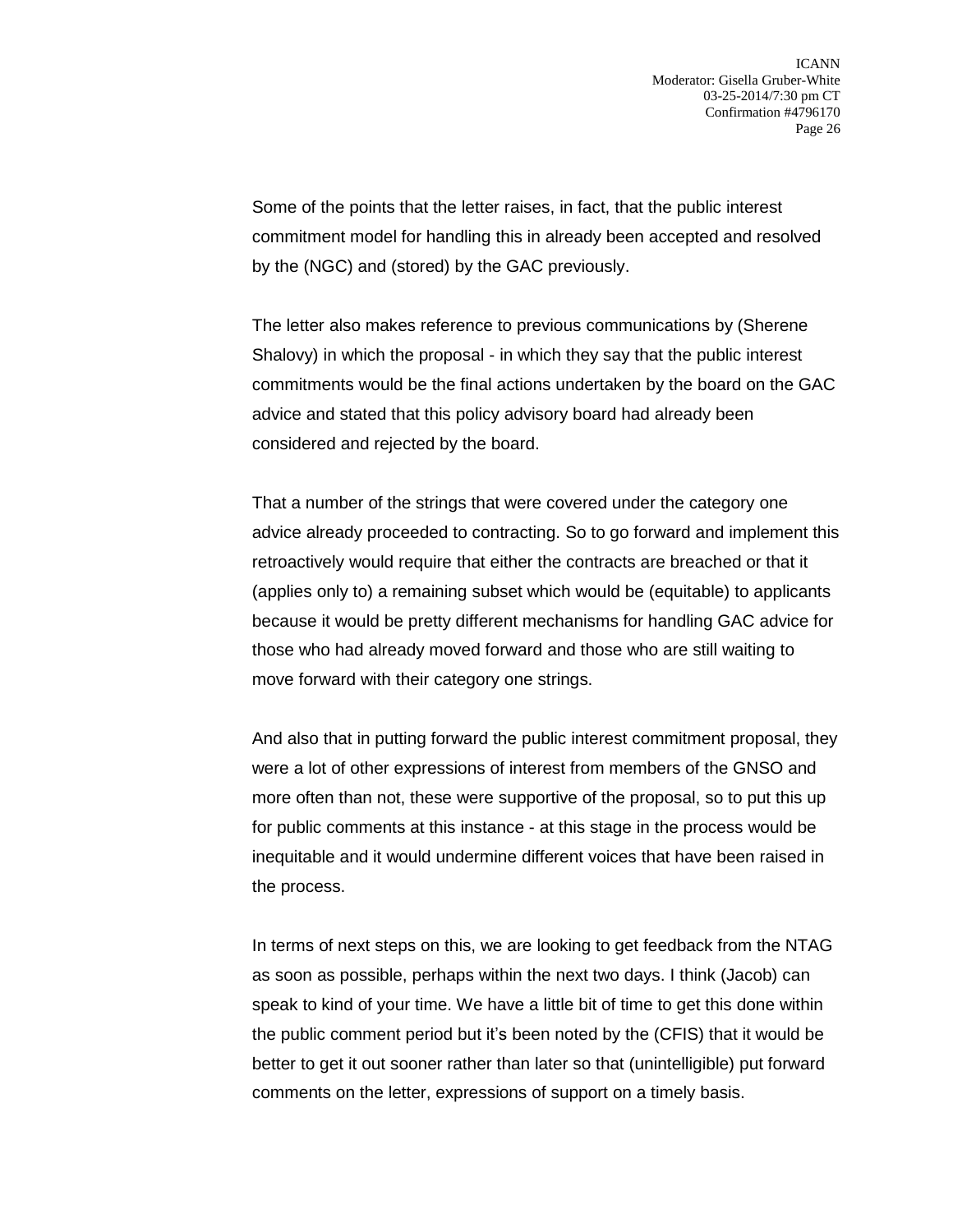Some of the points that the letter raises, in fact, that the public interest commitment model for handling this in already been accepted and resolved by the (NGC) and (stored) by the GAC previously.

The letter also makes reference to previous communications by (Sherene Shalovy) in which the proposal - in which they say that the public interest commitments would be the final actions undertaken by the board on the GAC advice and stated that this policy advisory board had already been considered and rejected by the board.

That a number of the strings that were covered under the category one advice already proceeded to contracting. So to go forward and implement this retroactively would require that either the contracts are breached or that it (applies only to) a remaining subset which would be (equitable) to applicants because it would be pretty different mechanisms for handling GAC advice for those who had already moved forward and those who are still waiting to move forward with their category one strings.

And also that in putting forward the public interest commitment proposal, they were a lot of other expressions of interest from members of the GNSO and more often than not, these were supportive of the proposal, so to put this up for public comments at this instance - at this stage in the process would be inequitable and it would undermine different voices that have been raised in the process.

In terms of next steps on this, we are looking to get feedback from the NTAG as soon as possible, perhaps within the next two days. I think (Jacob) can speak to kind of your time. We have a little bit of time to get this done within the public comment period but it's been noted by the (CFIS) that it would be better to get it out sooner rather than later so that (unintelligible) put forward comments on the letter, expressions of support on a timely basis.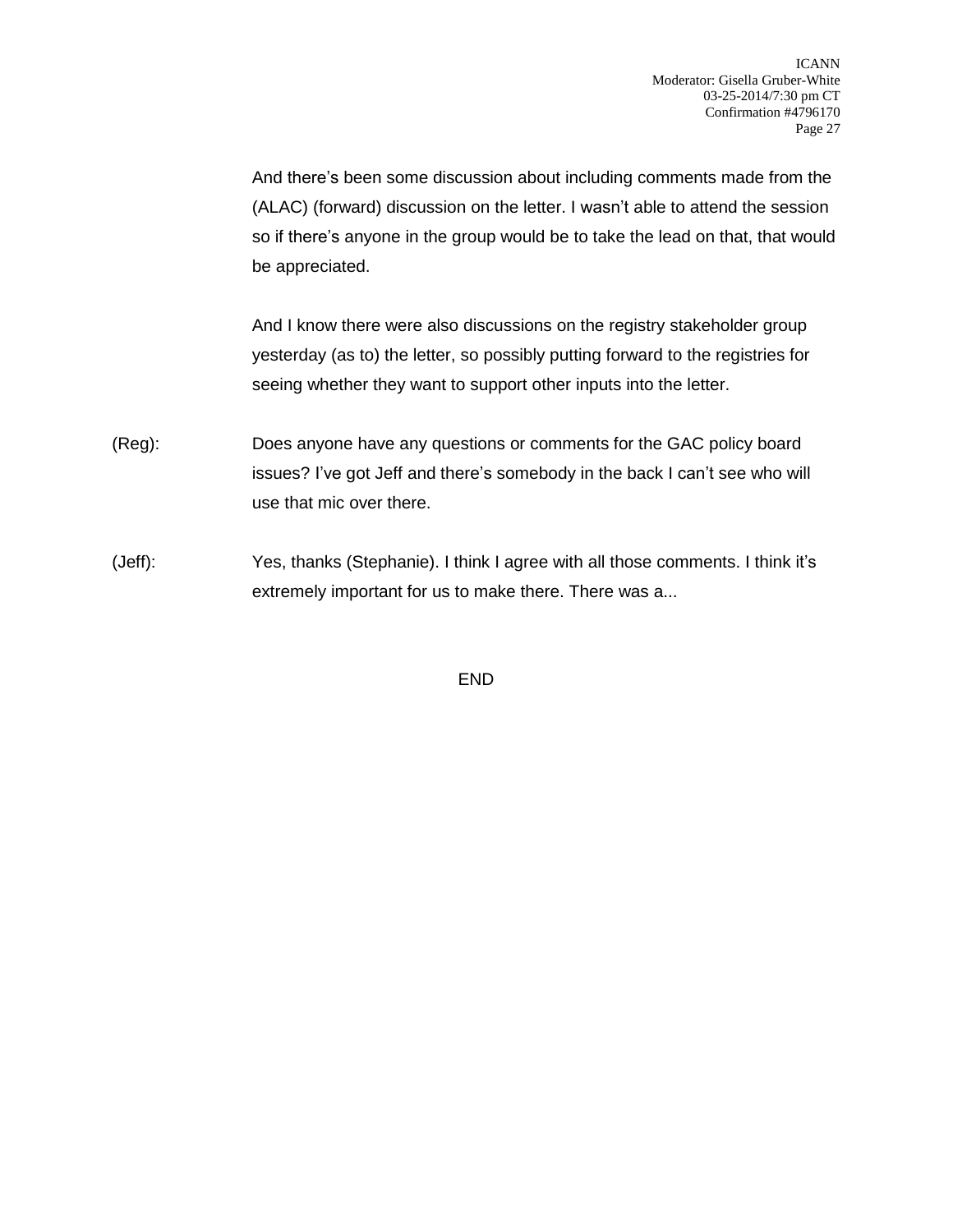And there's been some discussion about including comments made from the (ALAC) (forward) discussion on the letter. I wasn't able to attend the session so if there's anyone in the group would be to take the lead on that, that would be appreciated.

And I know there were also discussions on the registry stakeholder group yesterday (as to) the letter, so possibly putting forward to the registries for seeing whether they want to support other inputs into the letter.

(Reg): Does anyone have any questions or comments for the GAC policy board issues? I've got Jeff and there's somebody in the back I can't see who will use that mic over there.

(Jeff): Yes, thanks (Stephanie). I think I agree with all those comments. I think it's extremely important for us to make there. There was a...

END